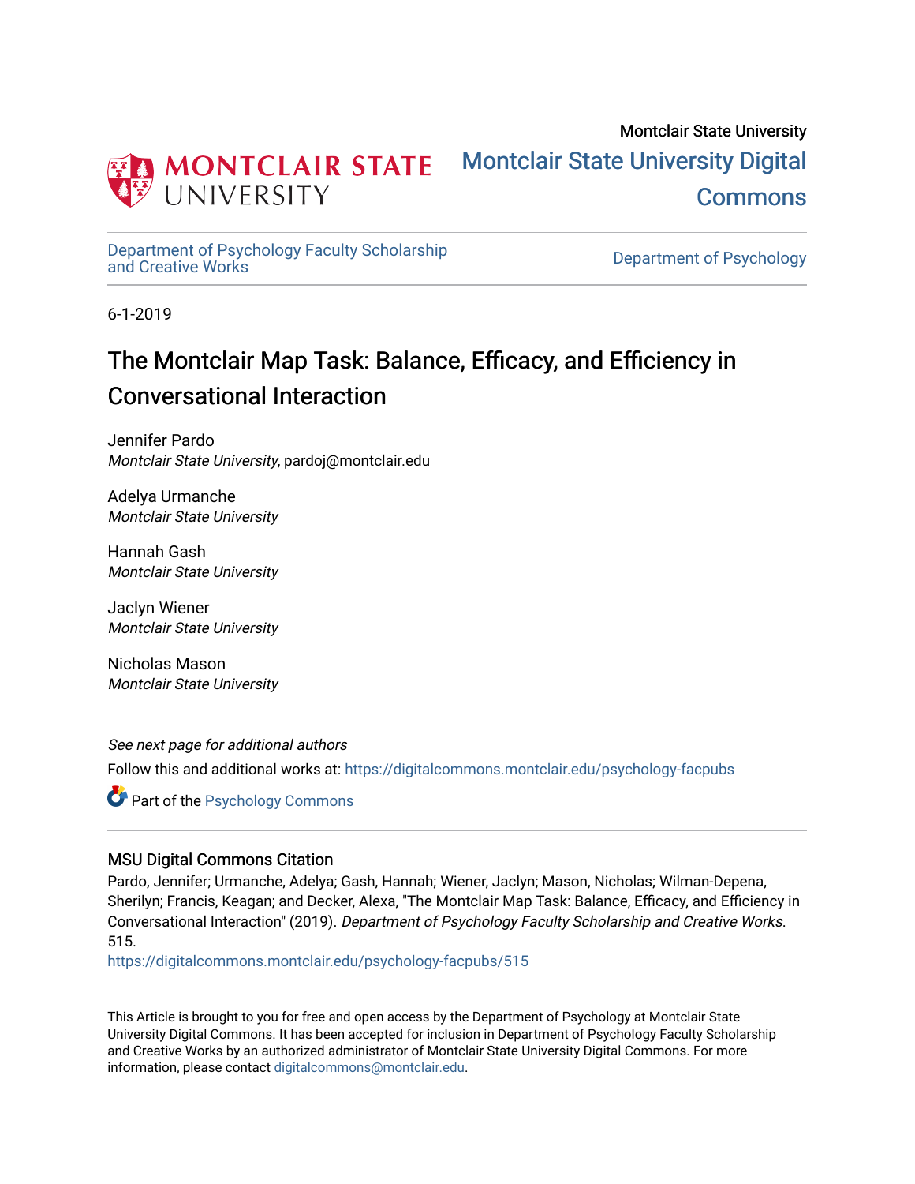Montclair State University

# Montclair State University Digital Commons

Department of Psychology Faculty Scholarship and Creative Works

Department of Psychology

6-1-2019

## The Montclair Map Task: Balance, Efficacy, and Efficiency in Conversational Interaction

Jennifer Pardo
*Montclair State University*, pardoj@montclair.edu

Adelya Urmanche
*Montclair State University*

Hannah Gash
*Montclair State University*

Jaclyn Wiener
*Montclair State University*

Nicholas Mason
*Montclair State University*

*See next page for additional authors*

Follow this and additional works at: https://digitalcommons.montclair.edu/psychology-facpubs

Part of the Psychology Commons

### MSU Digital Commons Citation

Pardo, Jennifer; Urmanche, Adelya; Gash, Hannah; Wiener, Jaclyn; Mason, Nicholas; Wilman-Depena, Sherilyn; Francis, Keagan; and Decker, Alexa, "The Montclair Map Task: Balance, Efficacy, and Efficiency in Conversational Interaction" (2019). *Department of Psychology Faculty Scholarship and Creative Works*. 515.
https://digitalcommons.montclair.edu/psychology-facpubs/515

This Article is brought to you for free and open access by the Department of Psychology at Montclair State University Digital Commons. It has been accepted for inclusion in Department of Psychology Faculty Scholarship and Creative Works by an authorized administrator of Montclair State University Digital Commons. For more information, please contact digitalcommons@montclair.edu.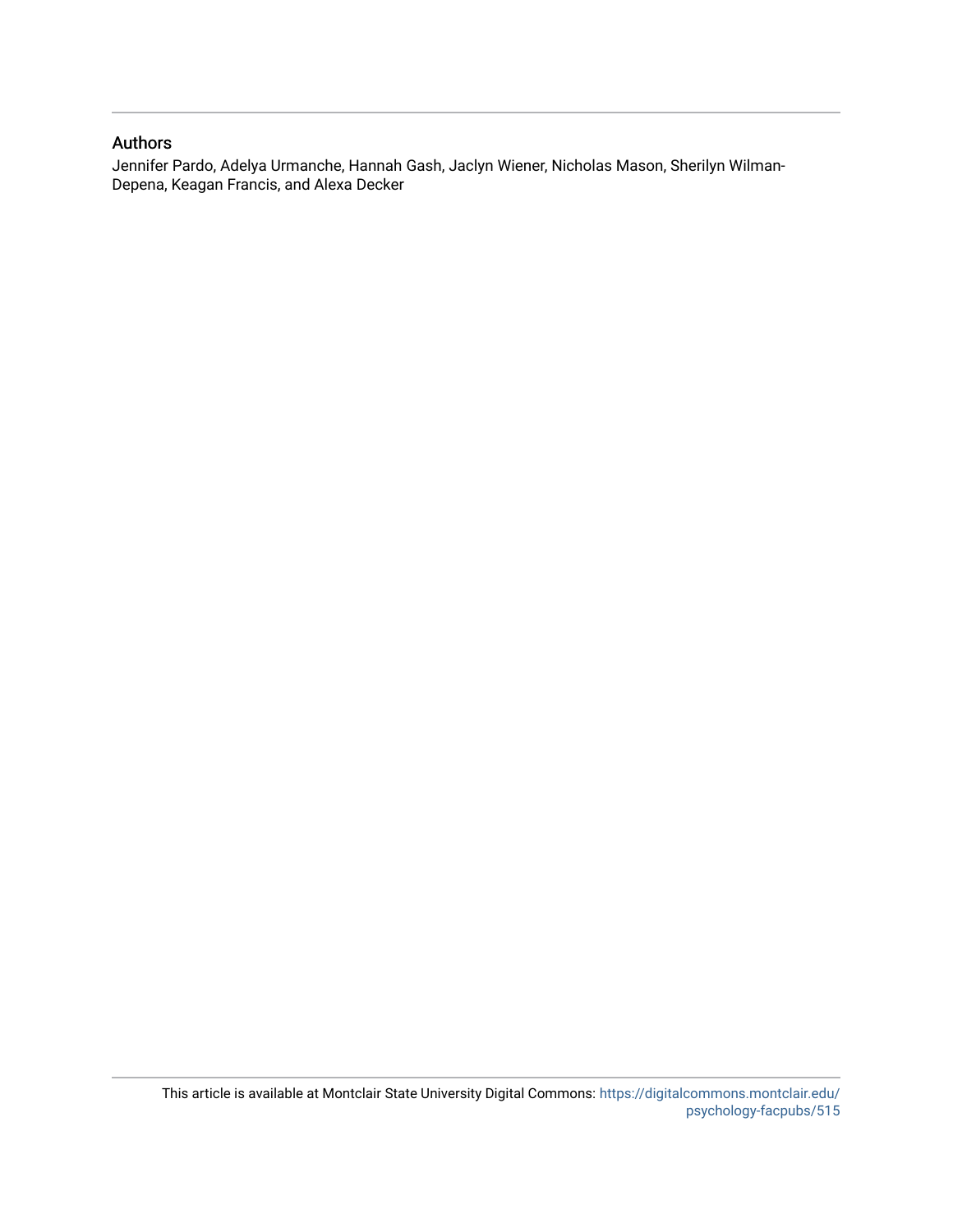## Authors

Jennifer Pardo, Adelya Urmanche, Hannah Gash, Jaclyn Wiener, Nicholas Mason, Sherilyn Wilman-Depena, Keagan Francis, and Alexa Decker

This article is available at Montclair State University Digital Commons: https://digitalcommons.montclair.edu/psychology-facpubs/515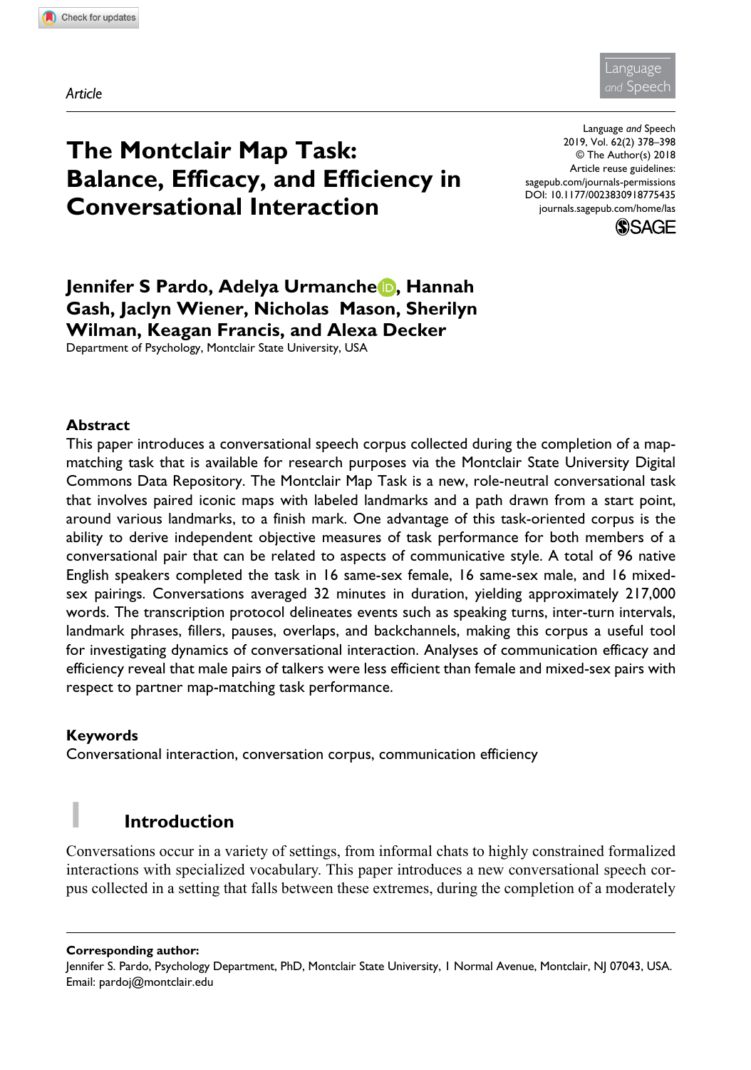*Article*

# The Montclair Map Task: Balance, Efficacy, and Efficiency in Conversational Interaction

**Jennifer S Pardo, Adelya Urmanche, Hannah Gash, Jaclyn Wiener, Nicholas Mason, Sherilyn Wilman, Keagan Francis, and Alexa Decker**

Department of Psychology, Montclair State University, USA

Language *and* Speech
2019, Vol. 62(2) 378–398
© The Author(s) 2018
Article reuse guidelines: sagepub.com/journals-permissions
DOI: 10.1177/0023830918775435
journals.sagepub.com/home/las

### Abstract

This paper introduces a conversational speech corpus collected during the completion of a map-matching task that is available for research purposes via the Montclair State University Digital Commons Data Repository. The Montclair Map Task is a new, role-neutral conversational task that involves paired iconic maps with labeled landmarks and a path drawn from a start point, around various landmarks, to a finish mark. One advantage of this task-oriented corpus is the ability to derive independent objective measures of task performance for both members of a conversational pair that can be related to aspects of communicative style. A total of 96 native English speakers completed the task in 16 same-sex female, 16 same-sex male, and 16 mixed-sex pairings. Conversations averaged 32 minutes in duration, yielding approximately 217,000 words. The transcription protocol delineates events such as speaking turns, inter-turn intervals, landmark phrases, fillers, pauses, overlaps, and backchannels, making this corpus a useful tool for investigating dynamics of conversational interaction. Analyses of communication efficacy and efficiency reveal that male pairs of talkers were less efficient than female and mixed-sex pairs with respect to partner map-matching task performance.

### Keywords

Conversational interaction, conversation corpus, communication efficiency

## 1 Introduction

Conversations occur in a variety of settings, from informal chats to highly constrained formalized interactions with specialized vocabulary. This paper introduces a new conversational speech corpus collected in a setting that falls between these extremes, during the completion of a moderately

**Corresponding author:**
Jennifer S. Pardo, Psychology Department, PhD, Montclair State University, 1 Normal Avenue, Montclair, NJ 07043, USA.
Email: pardoj@montclair.edu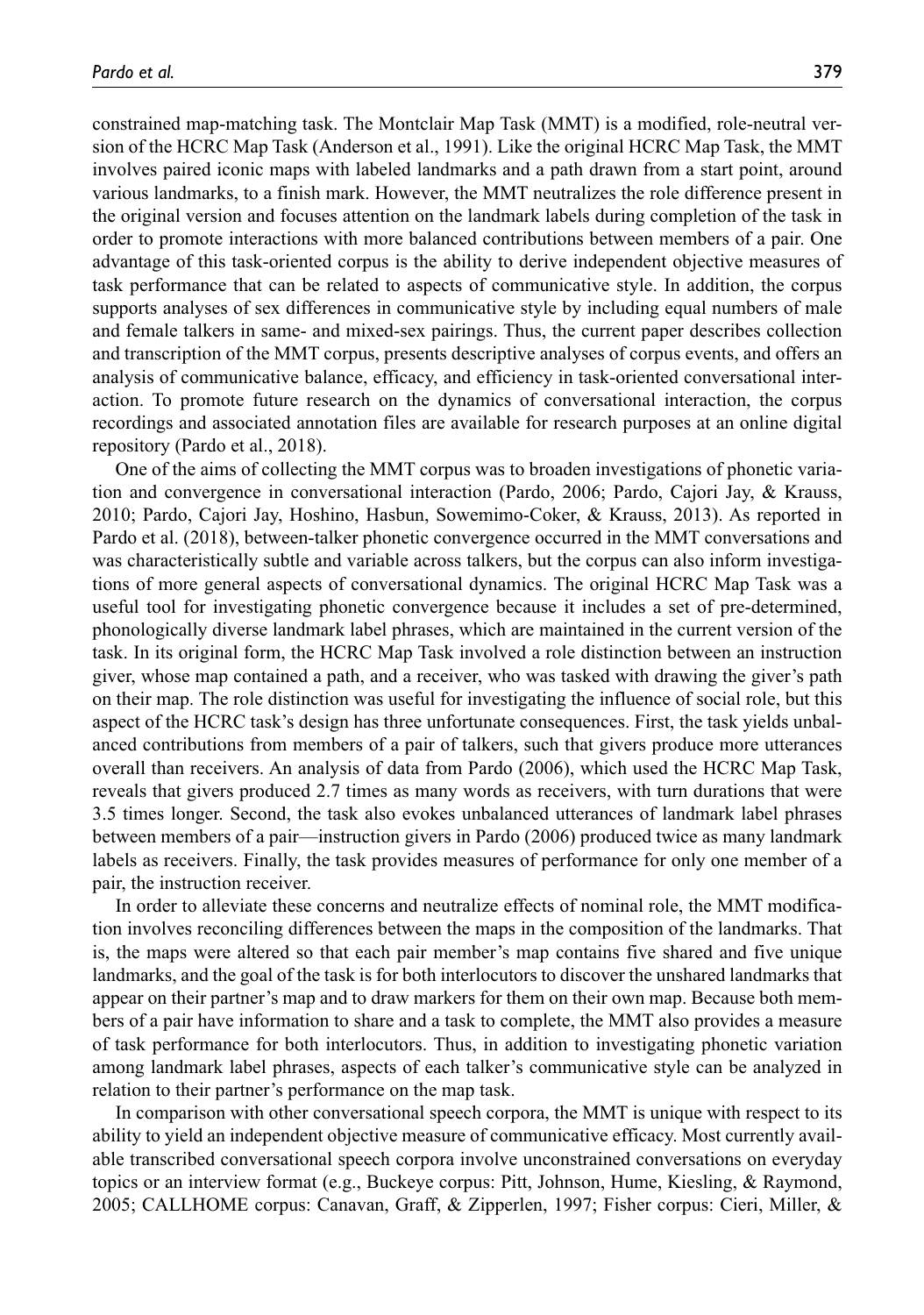constrained map-matching task. The Montclair Map Task (MMT) is a modified, role-neutral version of the HCRC Map Task (Anderson et al., 1991). Like the original HCRC Map Task, the MMT involves paired iconic maps with labeled landmarks and a path drawn from a start point, around various landmarks, to a finish mark. However, the MMT neutralizes the role difference present in the original version and focuses attention on the landmark labels during completion of the task in order to promote interactions with more balanced contributions between members of a pair. One advantage of this task-oriented corpus is the ability to derive independent objective measures of task performance that can be related to aspects of communicative style. In addition, the corpus supports analyses of sex differences in communicative style by including equal numbers of male and female talkers in same- and mixed-sex pairings. Thus, the current paper describes collection and transcription of the MMT corpus, presents descriptive analyses of corpus events, and offers an analysis of communicative balance, efficacy, and efficiency in task-oriented conversational interaction. To promote future research on the dynamics of conversational interaction, the corpus recordings and associated annotation files are available for research purposes at an online digital repository (Pardo et al., 2018).

One of the aims of collecting the MMT corpus was to broaden investigations of phonetic variation and convergence in conversational interaction (Pardo, 2006; Pardo, Cajori Jay, & Krauss, 2010; Pardo, Cajori Jay, Hoshino, Hasbun, Sowemimo-Coker, & Krauss, 2013). As reported in Pardo et al. (2018), between-talker phonetic convergence occurred in the MMT conversations and was characteristically subtle and variable across talkers, but the corpus can also inform investigations of more general aspects of conversational dynamics. The original HCRC Map Task was a useful tool for investigating phonetic convergence because it includes a set of pre-determined, phonologically diverse landmark label phrases, which are maintained in the current version of the task. In its original form, the HCRC Map Task involved a role distinction between an instruction giver, whose map contained a path, and a receiver, who was tasked with drawing the giver's path on their map. The role distinction was useful for investigating the influence of social role, but this aspect of the HCRC task's design has three unfortunate consequences. First, the task yields unbalanced contributions from members of a pair of talkers, such that givers produce more utterances overall than receivers. An analysis of data from Pardo (2006), which used the HCRC Map Task, reveals that givers produced 2.7 times as many words as receivers, with turn durations that were 3.5 times longer. Second, the task also evokes unbalanced utterances of landmark label phrases between members of a pair—instruction givers in Pardo (2006) produced twice as many landmark labels as receivers. Finally, the task provides measures of performance for only one member of a pair, the instruction receiver.

In order to alleviate these concerns and neutralize effects of nominal role, the MMT modification involves reconciling differences between the maps in the composition of the landmarks. That is, the maps were altered so that each pair member's map contains five shared and five unique landmarks, and the goal of the task is for both interlocutors to discover the unshared landmarks that appear on their partner's map and to draw markers for them on their own map. Because both members of a pair have information to share and a task to complete, the MMT also provides a measure of task performance for both interlocutors. Thus, in addition to investigating phonetic variation among landmark label phrases, aspects of each talker's communicative style can be analyzed in relation to their partner's performance on the map task.

In comparison with other conversational speech corpora, the MMT is unique with respect to its ability to yield an independent objective measure of communicative efficacy. Most currently available transcribed conversational speech corpora involve unconstrained conversations on everyday topics or an interview format (e.g., Buckeye corpus: Pitt, Johnson, Hume, Kiesling, & Raymond, 2005; CALLHOME corpus: Canavan, Graff, & Zipperlen, 1997; Fisher corpus: Cieri, Miller, &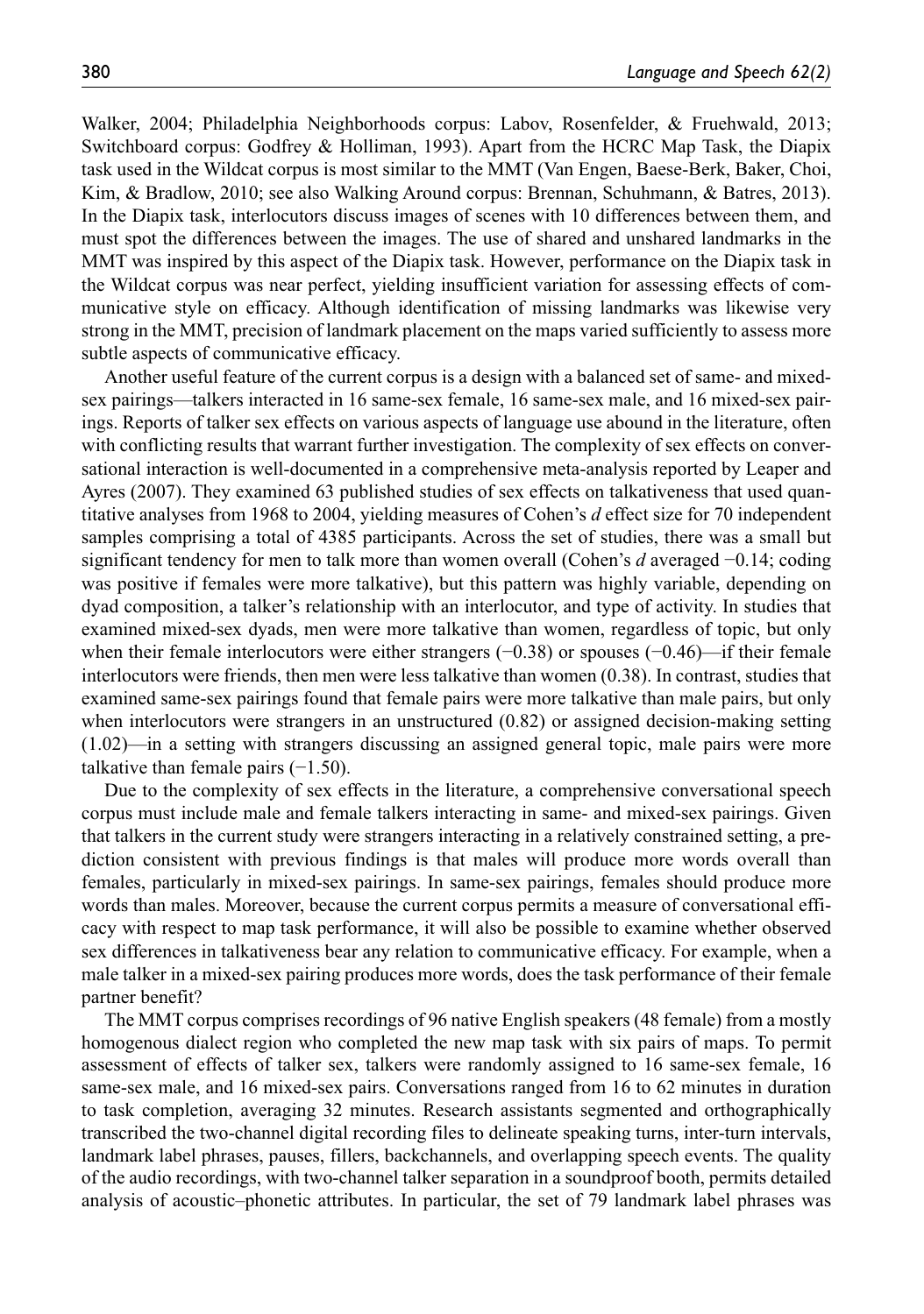Walker, 2004; Philadelphia Neighborhoods corpus: Labov, Rosenfelder, & Fruehwald, 2013; Switchboard corpus: Godfrey & Holliman, 1993). Apart from the HCRC Map Task, the Diapix task used in the Wildcat corpus is most similar to the MMT (Van Engen, Baese-Berk, Baker, Choi, Kim, & Bradlow, 2010; see also Walking Around corpus: Brennan, Schuhmann, & Batres, 2013). In the Diapix task, interlocutors discuss images of scenes with 10 differences between them, and must spot the differences between the images. The use of shared and unshared landmarks in the MMT was inspired by this aspect of the Diapix task. However, performance on the Diapix task in the Wildcat corpus was near perfect, yielding insufficient variation for assessing effects of communicative style on efficacy. Although identification of missing landmarks was likewise very strong in the MMT, precision of landmark placement on the maps varied sufficiently to assess more subtle aspects of communicative efficacy.

Another useful feature of the current corpus is a design with a balanced set of same- and mixed-sex pairings—talkers interacted in 16 same-sex female, 16 same-sex male, and 16 mixed-sex pairings. Reports of talker sex effects on various aspects of language use abound in the literature, often with conflicting results that warrant further investigation. The complexity of sex effects on conversational interaction is well-documented in a comprehensive meta-analysis reported by Leaper and Ayres (2007). They examined 63 published studies of sex effects on talkativeness that used quantitative analyses from 1968 to 2004, yielding measures of Cohen's *d* effect size for 70 independent samples comprising a total of 4385 participants. Across the set of studies, there was a small but significant tendency for men to talk more than women overall (Cohen's *d* averaged −0.14; coding was positive if females were more talkative), but this pattern was highly variable, depending on dyad composition, a talker's relationship with an interlocutor, and type of activity. In studies that examined mixed-sex dyads, men were more talkative than women, regardless of topic, but only when their female interlocutors were either strangers (−0.38) or spouses (−0.46)—if their female interlocutors were friends, then men were less talkative than women (0.38). In contrast, studies that examined same-sex pairings found that female pairs were more talkative than male pairs, but only when interlocutors were strangers in an unstructured (0.82) or assigned decision-making setting (1.02)—in a setting with strangers discussing an assigned general topic, male pairs were more talkative than female pairs (−1.50).

Due to the complexity of sex effects in the literature, a comprehensive conversational speech corpus must include male and female talkers interacting in same- and mixed-sex pairings. Given that talkers in the current study were strangers interacting in a relatively constrained setting, a prediction consistent with previous findings is that males will produce more words overall than females, particularly in mixed-sex pairings. In same-sex pairings, females should produce more words than males. Moreover, because the current corpus permits a measure of conversational efficacy with respect to map task performance, it will also be possible to examine whether observed sex differences in talkativeness bear any relation to communicative efficacy. For example, when a male talker in a mixed-sex pairing produces more words, does the task performance of their female partner benefit?

The MMT corpus comprises recordings of 96 native English speakers (48 female) from a mostly homogenous dialect region who completed the new map task with six pairs of maps. To permit assessment of effects of talker sex, talkers were randomly assigned to 16 same-sex female, 16 same-sex male, and 16 mixed-sex pairs. Conversations ranged from 16 to 62 minutes in duration to task completion, averaging 32 minutes. Research assistants segmented and orthographically transcribed the two-channel digital recording files to delineate speaking turns, inter-turn intervals, landmark label phrases, pauses, fillers, backchannels, and overlapping speech events. The quality of the audio recordings, with two-channel talker separation in a soundproof booth, permits detailed analysis of acoustic–phonetic attributes. In particular, the set of 79 landmark label phrases was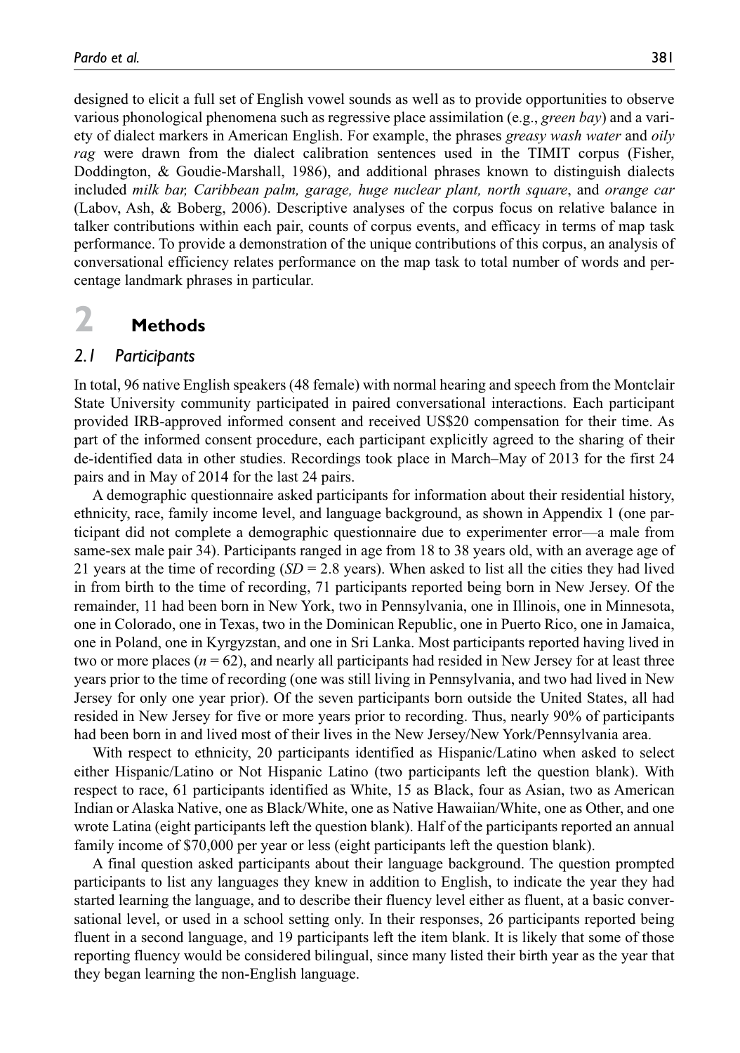designed to elicit a full set of English vowel sounds as well as to provide opportunities to observe various phonological phenomena such as regressive place assimilation (e.g., *green bay*) and a variety of dialect markers in American English. For example, the phrases *greasy wash water* and *oily rag* were drawn from the dialect calibration sentences used in the TIMIT corpus (Fisher, Doddington, & Goudie-Marshall, 1986), and additional phrases known to distinguish dialects included *milk bar, Caribbean palm, garage, huge nuclear plant, north square*, and *orange car* (Labov, Ash, & Boberg, 2006). Descriptive analyses of the corpus focus on relative balance in talker contributions within each pair, counts of corpus events, and efficacy in terms of map task performance. To provide a demonstration of the unique contributions of this corpus, an analysis of conversational efficiency relates performance on the map task to total number of words and percentage landmark phrases in particular.

# 2 Methods

## 2.1 Participants

In total, 96 native English speakers (48 female) with normal hearing and speech from the Montclair State University community participated in paired conversational interactions. Each participant provided IRB-approved informed consent and received US$20 compensation for their time. As part of the informed consent procedure, each participant explicitly agreed to the sharing of their de-identified data in other studies. Recordings took place in March–May of 2013 for the first 24 pairs and in May of 2014 for the last 24 pairs.

A demographic questionnaire asked participants for information about their residential history, ethnicity, race, family income level, and language background, as shown in Appendix 1 (one participant did not complete a demographic questionnaire due to experimenter error—a male from same-sex male pair 34). Participants ranged in age from 18 to 38 years old, with an average age of 21 years at the time of recording ($SD = 2.8$ years). When asked to list all the cities they had lived in from birth to the time of recording, 71 participants reported being born in New Jersey. Of the remainder, 11 had been born in New York, two in Pennsylvania, one in Illinois, one in Minnesota, one in Colorado, one in Texas, two in the Dominican Republic, one in Puerto Rico, one in Jamaica, one in Poland, one in Kyrgyzstan, and one in Sri Lanka. Most participants reported having lived in two or more places ($n = 62$), and nearly all participants had resided in New Jersey for at least three years prior to the time of recording (one was still living in Pennsylvania, and two had lived in New Jersey for only one year prior). Of the seven participants born outside the United States, all had resided in New Jersey for five or more years prior to recording. Thus, nearly 90% of participants had been born in and lived most of their lives in the New Jersey/New York/Pennsylvania area.

With respect to ethnicity, 20 participants identified as Hispanic/Latino when asked to select either Hispanic/Latino or Not Hispanic Latino (two participants left the question blank). With respect to race, 61 participants identified as White, 15 as Black, four as Asian, two as American Indian or Alaska Native, one as Black/White, one as Native Hawaiian/White, one as Other, and one wrote Latina (eight participants left the question blank). Half of the participants reported an annual family income of $70,000 per year or less (eight participants left the question blank).

A final question asked participants about their language background. The question prompted participants to list any languages they knew in addition to English, to indicate the year they had started learning the language, and to describe their fluency level either as fluent, at a basic conversational level, or used in a school setting only. In their responses, 26 participants reported being fluent in a second language, and 19 participants left the item blank. It is likely that some of those reporting fluency would be considered bilingual, since many listed their birth year as the year that they began learning the non-English language.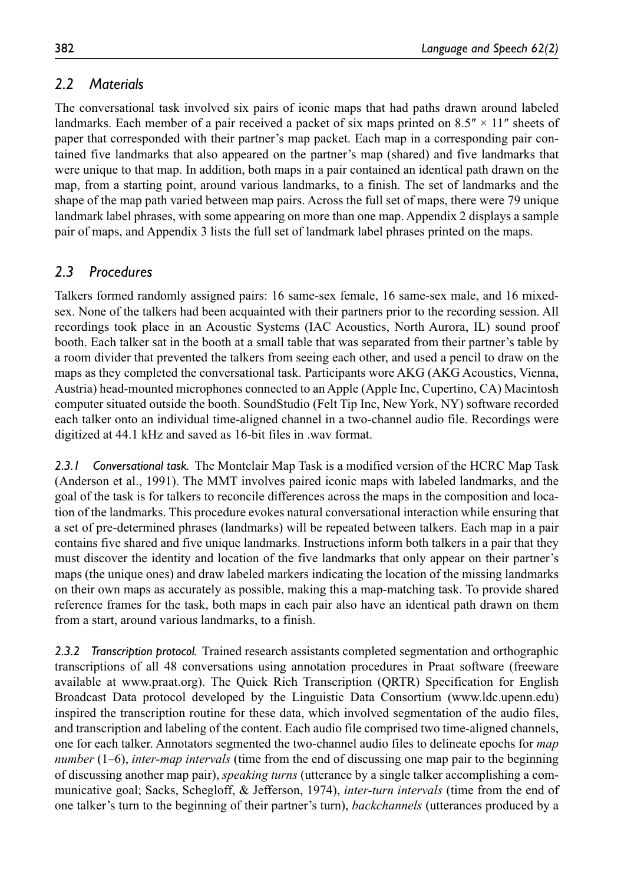## 2.2 Materials

The conversational task involved six pairs of iconic maps that had paths drawn around labeled landmarks. Each member of a pair received a packet of six maps printed on 8.5″ × 11″ sheets of paper that corresponded with their partner's map packet. Each map in a corresponding pair contained five landmarks that also appeared on the partner's map (shared) and five landmarks that were unique to that map. In addition, both maps in a pair contained an identical path drawn on the map, from a starting point, around various landmarks, to a finish. The set of landmarks and the shape of the map path varied between map pairs. Across the full set of maps, there were 79 unique landmark label phrases, with some appearing on more than one map. Appendix 2 displays a sample pair of maps, and Appendix 3 lists the full set of landmark label phrases printed on the maps.

## 2.3 Procedures

Talkers formed randomly assigned pairs: 16 same-sex female, 16 same-sex male, and 16 mixed-sex. None of the talkers had been acquainted with their partners prior to the recording session. All recordings took place in an Acoustic Systems (IAC Acoustics, North Aurora, IL) sound proof booth. Each talker sat in the booth at a small table that was separated from their partner's table by a room divider that prevented the talkers from seeing each other, and used a pencil to draw on the maps as they completed the conversational task. Participants wore AKG (AKG Acoustics, Vienna, Austria) head-mounted microphones connected to an Apple (Apple Inc, Cupertino, CA) Macintosh computer situated outside the booth. SoundStudio (Felt Tip Inc, New York, NY) software recorded each talker onto an individual time-aligned channel in a two-channel audio file. Recordings were digitized at 44.1 kHz and saved as 16-bit files in .wav format.

*2.3.1 Conversational task.* The Montclair Map Task is a modified version of the HCRC Map Task (Anderson et al., 1991). The MMT involves paired iconic maps with labeled landmarks, and the goal of the task is for talkers to reconcile differences across the maps in the composition and location of the landmarks. This procedure evokes natural conversational interaction while ensuring that a set of pre-determined phrases (landmarks) will be repeated between talkers. Each map in a pair contains five shared and five unique landmarks. Instructions inform both talkers in a pair that they must discover the identity and location of the five landmarks that only appear on their partner's maps (the unique ones) and draw labeled markers indicating the location of the missing landmarks on their own maps as accurately as possible, making this a map-matching task. To provide shared reference frames for the task, both maps in each pair also have an identical path drawn on them from a start, around various landmarks, to a finish.

*2.3.2 Transcription protocol.* Trained research assistants completed segmentation and orthographic transcriptions of all 48 conversations using annotation procedures in Praat software (freeware available at www.praat.org). The Quick Rich Transcription (QRTR) Specification for English Broadcast Data protocol developed by the Linguistic Data Consortium (www.ldc.upenn.edu) inspired the transcription routine for these data, which involved segmentation of the audio files, and transcription and labeling of the content. Each audio file comprised two time-aligned channels, one for each talker. Annotators segmented the two-channel audio files to delineate epochs for *map number* (1–6), *inter-map intervals* (time from the end of discussing one map pair to the beginning of discussing another map pair), *speaking turns* (utterance by a single talker accomplishing a communicative goal; Sacks, Schegloff, & Jefferson, 1974), *inter-turn intervals* (time from the end of one talker's turn to the beginning of their partner's turn), *backchannels* (utterances produced by a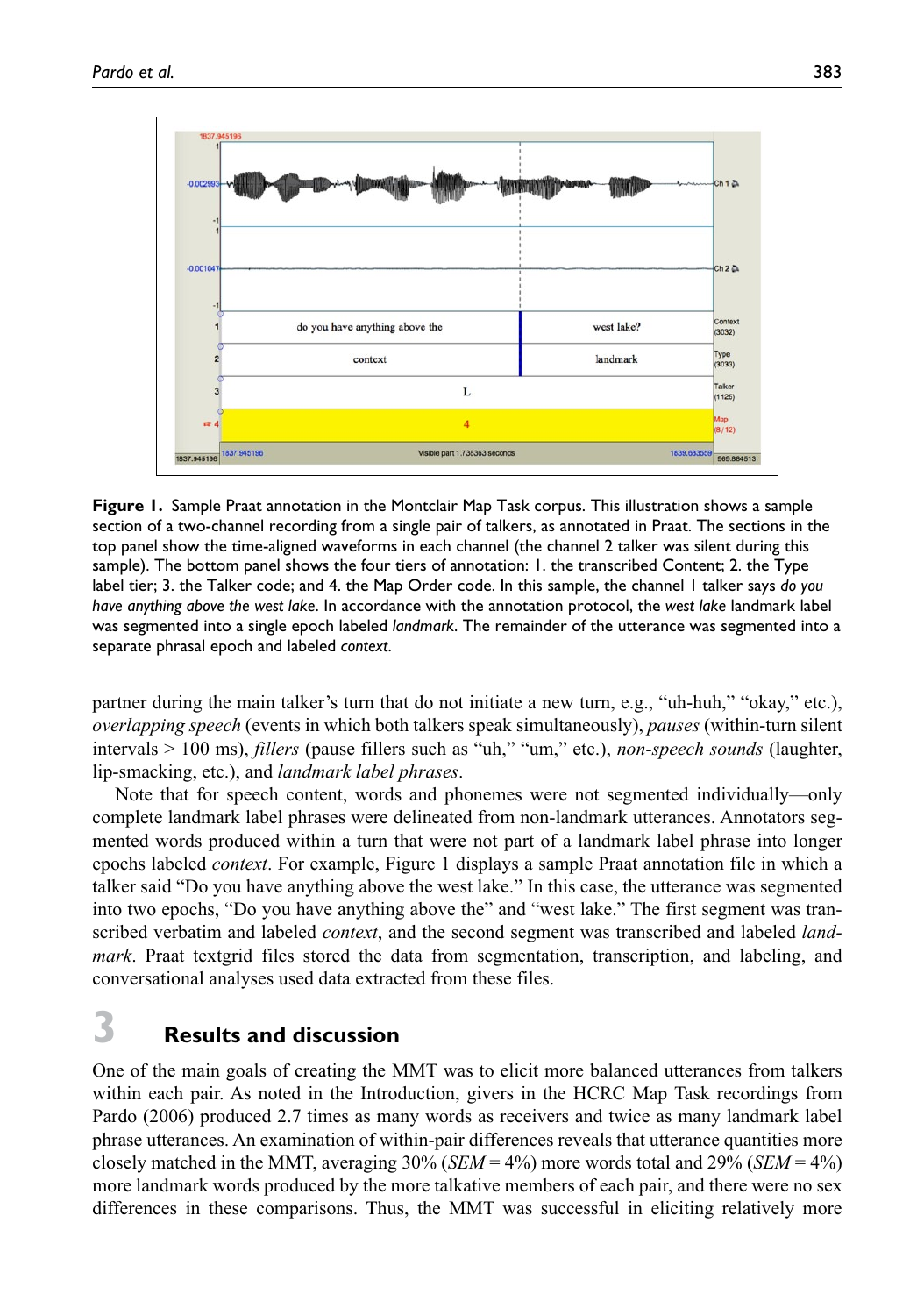**Figure 1.** Sample Praat annotation in the Montclair Map Task corpus. This illustration shows a sample section of a two-channel recording from a single pair of talkers, as annotated in Praat. The sections in the top panel show the time-aligned waveforms in each channel (the channel 2 talker was silent during this sample). The bottom panel shows the four tiers of annotation: 1. the transcribed Content; 2. the Type label tier; 3. the Talker code; and 4. the Map Order code. In this sample, the channel 1 talker says *do you have anything above the west lake*. In accordance with the annotation protocol, the *west lake* landmark label was segmented into a single epoch labeled *landmark*. The remainder of the utterance was segmented into a separate phrasal epoch and labeled *context*.

partner during the main talker's turn that do not initiate a new turn, e.g., "uh-huh," "okay," etc.), *overlapping speech* (events in which both talkers speak simultaneously), *pauses* (within-turn silent intervals > 100 ms), *fillers* (pause fillers such as "uh," "um," etc.), *non-speech sounds* (laughter, lip-smacking, etc.), and *landmark label phrases*.

Note that for speech content, words and phonemes were not segmented individually—only complete landmark label phrases were delineated from non-landmark utterances. Annotators segmented words produced within a turn that were not part of a landmark label phrase into longer epochs labeled *context*. For example, Figure 1 displays a sample Praat annotation file in which a talker said "Do you have anything above the west lake." In this case, the utterance was segmented into two epochs, "Do you have anything above the" and "west lake." The first segment was transcribed verbatim and labeled *context*, and the second segment was transcribed and labeled *landmark*. Praat textgrid files stored the data from segmentation, transcription, and labeling, and conversational analyses used data extracted from these files.

# 3 Results and discussion

One of the main goals of creating the MMT was to elicit more balanced utterances from talkers within each pair. As noted in the Introduction, givers in the HCRC Map Task recordings from Pardo (2006) produced 2.7 times as many words as receivers and twice as many landmark label phrase utterances. An examination of within-pair differences reveals that utterance quantities more closely matched in the MMT, averaging 30% (*SEM* = 4%) more words total and 29% (*SEM* = 4%) more landmark words produced by the more talkative members of each pair, and there were no sex differences in these comparisons. Thus, the MMT was successful in eliciting relatively more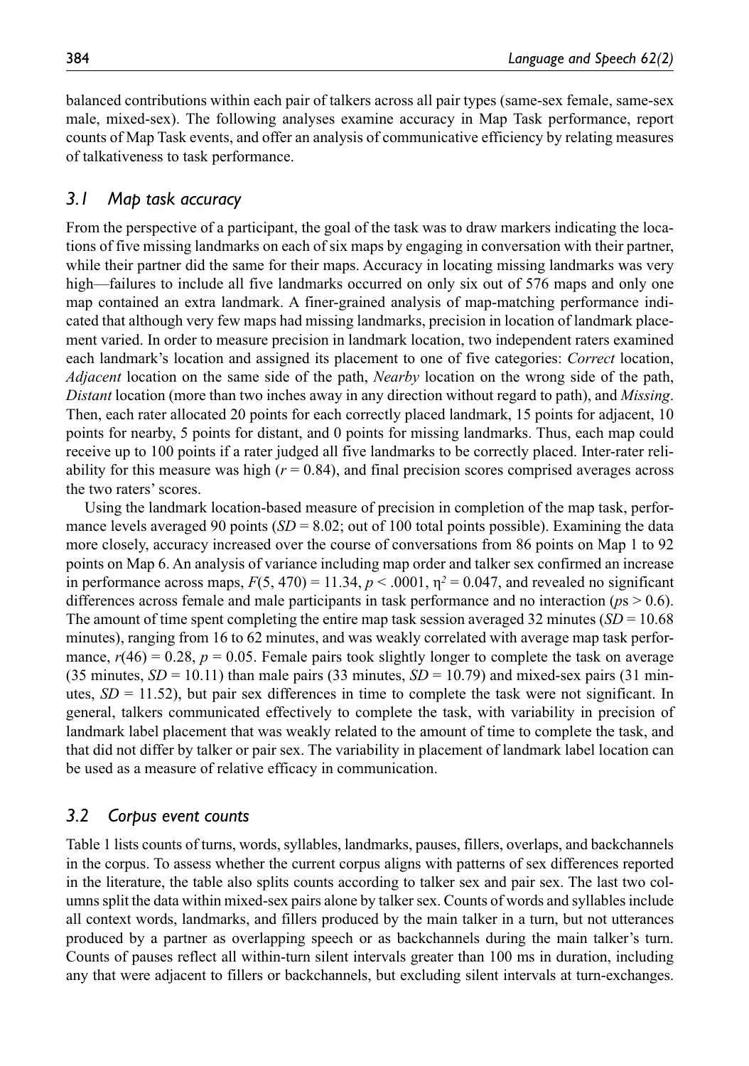balanced contributions within each pair of talkers across all pair types (same-sex female, same-sex male, mixed-sex). The following analyses examine accuracy in Map Task performance, report counts of Map Task events, and offer an analysis of communicative efficiency by relating measures of talkativeness to task performance.

### *3.1 Map task accuracy*

From the perspective of a participant, the goal of the task was to draw markers indicating the locations of five missing landmarks on each of six maps by engaging in conversation with their partner, while their partner did the same for their maps. Accuracy in locating missing landmarks was very high—failures to include all five landmarks occurred on only six out of 576 maps and only one map contained an extra landmark. A finer-grained analysis of map-matching performance indicated that although very few maps had missing landmarks, precision in location of landmark placement varied. In order to measure precision in landmark location, two independent raters examined each landmark's location and assigned its placement to one of five categories: *Correct* location, *Adjacent* location on the same side of the path, *Nearby* location on the wrong side of the path, *Distant* location (more than two inches away in any direction without regard to path), and *Missing*. Then, each rater allocated 20 points for each correctly placed landmark, 15 points for adjacent, 10 points for nearby, 5 points for distant, and 0 points for missing landmarks. Thus, each map could receive up to 100 points if a rater judged all five landmarks to be correctly placed. Inter-rater reliability for this measure was high ($r = 0.84$), and final precision scores comprised averages across the two raters' scores.

Using the landmark location-based measure of precision in completion of the map task, performance levels averaged 90 points (*SD* = 8.02; out of 100 total points possible). Examining the data more closely, accuracy increased over the course of conversations from 86 points on Map 1 to 92 points on Map 6. An analysis of variance including map order and talker sex confirmed an increase in performance across maps, $F(5, 470) = 11.34$, $p < .0001$, $\eta^2 = 0.047$, and revealed no significant differences across female and male participants in task performance and no interaction (*p*s > 0.6). The amount of time spent completing the entire map task session averaged 32 minutes (*SD* = 10.68 minutes), ranging from 16 to 62 minutes, and was weakly correlated with average map task performance, $r(46) = 0.28$, $p = 0.05$. Female pairs took slightly longer to complete the task on average (35 minutes, *SD* = 10.11) than male pairs (33 minutes, *SD* = 10.79) and mixed-sex pairs (31 minutes, *SD* = 11.52), but pair sex differences in time to complete the task were not significant. In general, talkers communicated effectively to complete the task, with variability in precision of landmark label placement that was weakly related to the amount of time to complete the task, and that did not differ by talker or pair sex. The variability in placement of landmark label location can be used as a measure of relative efficacy in communication.

### *3.2 Corpus event counts*

Table 1 lists counts of turns, words, syllables, landmarks, pauses, fillers, overlaps, and backchannels in the corpus. To assess whether the current corpus aligns with patterns of sex differences reported in the literature, the table also splits counts according to talker sex and pair sex. The last two columns split the data within mixed-sex pairs alone by talker sex. Counts of words and syllables include all context words, landmarks, and fillers produced by the main talker in a turn, but not utterances produced by a partner as overlapping speech or as backchannels during the main talker's turn. Counts of pauses reflect all within-turn silent intervals greater than 100 ms in duration, including any that were adjacent to fillers or backchannels, but excluding silent intervals at turn-exchanges.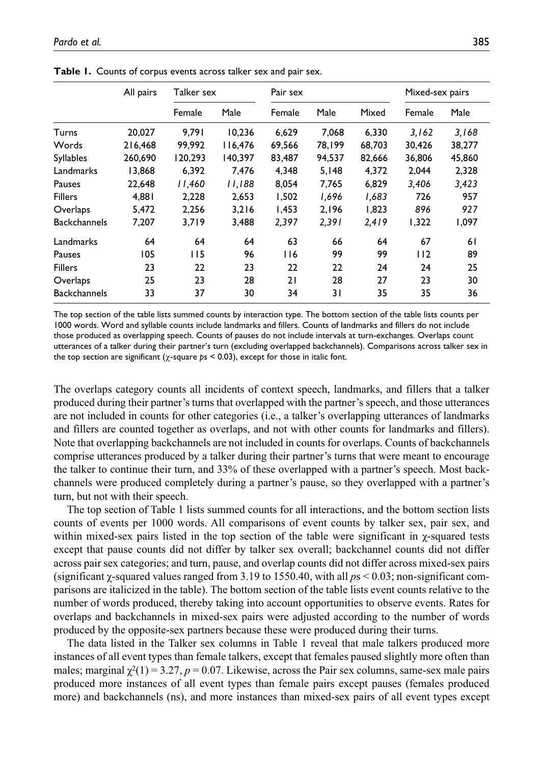**Table 1.** Counts of corpus events across talker sex and pair sex.

| | All pairs | Talker sex | | Pair sex | | | Mixed-sex pairs | |
|---|---|---|---|---|---|---|---|---|
| | | Female | Male | Female | Male | Mixed | Female | Male |
| Turns | 20,027 | 9,791 | 10,236 | 6,629 | 7,068 | 6,330 | *3,162* | *3,168* |
| Words | 216,468 | 99,992 | 116,476 | 69,566 | 78,199 | 68,703 | 30,426 | 38,277 |
| Syllables | 260,690 | 120,293 | 140,397 | 83,487 | 94,537 | 82,666 | 36,806 | 45,860 |
| Landmarks | 13,868 | 6,392 | 7,476 | 4,348 | 5,148 | 4,372 | 2,044 | 2,328 |
| Pauses | 22,648 | *11,460* | *11,188* | 8,054 | 7,765 | 6,829 | *3,406* | *3,423* |
| Fillers | 4,881 | 2,228 | 2,653 | 1,502 | *1,696* | *1,683* | 726 | 957 |
| Overlaps | 5,472 | 2,256 | 3,216 | 1,453 | 2,196 | 1,823 | *896* | *927* |
| Backchannels | 7,207 | 3,719 | 3,488 | *2,397* | *2,391* | *2,419* | 1,322 | 1,097 |
| Landmarks | 64 | 64 | 64 | 63 | 66 | 64 | 67 | 61 |
| Pauses | 105 | 115 | 96 | 116 | 99 | 99 | 112 | 89 |
| Fillers | 23 | 22 | 23 | 22 | 22 | 24 | 24 | 25 |
| Overlaps | 25 | 23 | 28 | 21 | 28 | 27 | 23 | 30 |
| Backchannels | 33 | 37 | 30 | 34 | 31 | 35 | 35 | 36 |

The top section of the table lists summed counts by interaction type. The bottom section of the table lists counts per 1000 words. Word and syllable counts include landmarks and fillers. Counts of landmarks and fillers do not include those produced as overlapping speech. Counts of pauses do not include intervals at turn-exchanges. Overlaps count utterances of a talker during their partner's turn (excluding overlapped backchannels). Comparisons across talker sex in the top section are significant ($\chi$-square $p$s < 0.03), except for those in italic font.

The overlaps category counts all incidents of context speech, landmarks, and fillers that a talker produced during their partner's turns that overlapped with the partner's speech, and those utterances are not included in counts for other categories (i.e., a talker's overlapping utterances of landmarks and fillers are counted together as overlaps, and not with other counts for landmarks and fillers). Note that overlapping backchannels are not included in counts for overlaps. Counts of backchannels comprise utterances produced by a talker during their partner's turns that were meant to encourage the talker to continue their turn, and 33% of these overlapped with a partner's speech. Most backchannels were produced completely during a partner's pause, so they overlapped with a partner's turn, but not with their speech.

The top section of Table 1 lists summed counts for all interactions, and the bottom section lists counts of events per 1000 words. All comparisons of event counts by talker sex, pair sex, and within mixed-sex pairs listed in the top section of the table were significant in $\chi$-squared tests except that pause counts did not differ by talker sex overall; backchannel counts did not differ across pair sex categories; and turn, pause, and overlap counts did not differ across mixed-sex pairs (significant $\chi$-squared values ranged from 3.19 to 1550.40, with all $p$s < 0.03; non-significant comparisons are italicized in the table). The bottom section of the table lists event counts relative to the number of words produced, thereby taking into account opportunities to observe events. Rates for overlaps and backchannels in mixed-sex pairs were adjusted according to the number of words produced by the opposite-sex partners because these were produced during their turns.

The data listed in the Talker sex columns in Table 1 reveal that male talkers produced more instances of all event types than female talkers, except that females paused slightly more often than males; marginal $\chi^2(1) = 3.27$, $p = 0.07$. Likewise, across the Pair sex columns, same-sex male pairs produced more instances of all event types than female pairs except pauses (females produced more) and backchannels (ns), and more instances than mixed-sex pairs of all event types except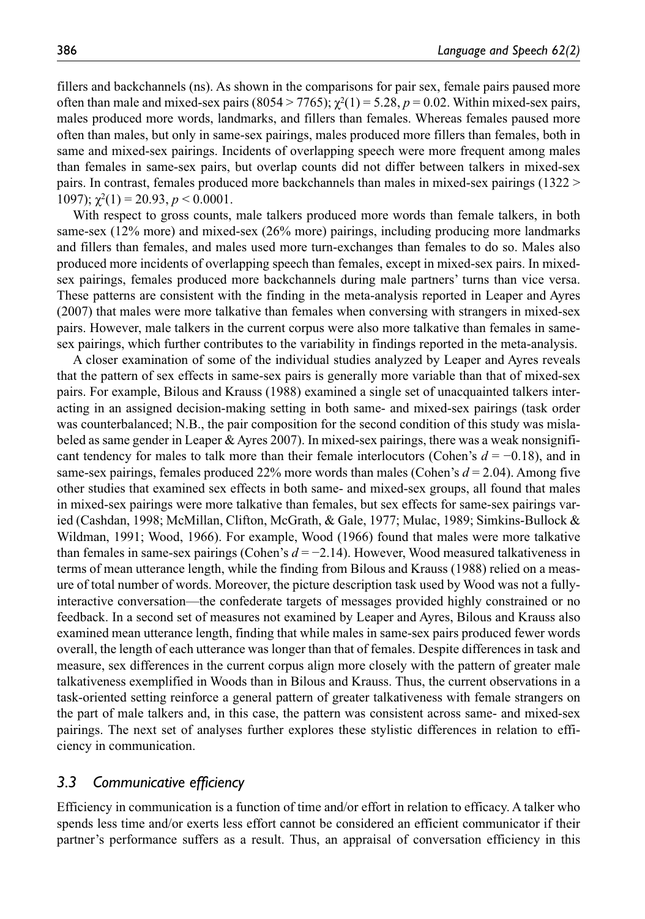fillers and backchannels (ns). As shown in the comparisons for pair sex, female pairs paused more often than male and mixed-sex pairs (8054 > 7765); $\chi^2(1) = 5.28$, $p = 0.02$. Within mixed-sex pairs, males produced more words, landmarks, and fillers than females. Whereas females paused more often than males, but only in same-sex pairings, males produced more fillers than females, both in same and mixed-sex pairings. Incidents of overlapping speech were more frequent among males than females in same-sex pairs, but overlap counts did not differ between talkers in mixed-sex pairs. In contrast, females produced more backchannels than males in mixed-sex pairings (1322 > 1097); $\chi^2(1) = 20.93$, $p < 0.0001$.

With respect to gross counts, male talkers produced more words than female talkers, in both same-sex (12% more) and mixed-sex (26% more) pairings, including producing more landmarks and fillers than females, and males used more turn-exchanges than females to do so. Males also produced more incidents of overlapping speech than females, except in mixed-sex pairs. In mixed-sex pairings, females produced more backchannels during male partners' turns than vice versa. These patterns are consistent with the finding in the meta-analysis reported in Leaper and Ayres (2007) that males were more talkative than females when conversing with strangers in mixed-sex pairs. However, male talkers in the current corpus were also more talkative than females in same-sex pairings, which further contributes to the variability in findings reported in the meta-analysis.

A closer examination of some of the individual studies analyzed by Leaper and Ayres reveals that the pattern of sex effects in same-sex pairs is generally more variable than that of mixed-sex pairs. For example, Bilous and Krauss (1988) examined a single set of unacquainted talkers interacting in an assigned decision-making setting in both same- and mixed-sex pairings (task order was counterbalanced; N.B., the pair composition for the second condition of this study was mislabeled as same gender in Leaper & Ayres 2007). In mixed-sex pairings, there was a weak nonsignificant tendency for males to talk more than their female interlocutors (Cohen's $d = -0.18$), and in same-sex pairings, females produced 22% more words than males (Cohen's $d = 2.04$). Among five other studies that examined sex effects in both same- and mixed-sex groups, all found that males in mixed-sex pairings were more talkative than females, but sex effects for same-sex pairings varied (Cashdan, 1998; McMillan, Clifton, McGrath, & Gale, 1977; Mulac, 1989; Simkins-Bullock & Wildman, 1991; Wood, 1966). For example, Wood (1966) found that males were more talkative than females in same-sex pairings (Cohen's $d = -2.14$). However, Wood measured talkativeness in terms of mean utterance length, while the finding from Bilous and Krauss (1988) relied on a measure of total number of words. Moreover, the picture description task used by Wood was not a fully-interactive conversation—the confederate targets of messages provided highly constrained or no feedback. In a second set of measures not examined by Leaper and Ayres, Bilous and Krauss also examined mean utterance length, finding that while males in same-sex pairs produced fewer words overall, the length of each utterance was longer than that of females. Despite differences in task and measure, sex differences in the current corpus align more closely with the pattern of greater male talkativeness exemplified in Woods than in Bilous and Krauss. Thus, the current observations in a task-oriented setting reinforce a general pattern of greater talkativeness with female strangers on the part of male talkers and, in this case, the pattern was consistent across same- and mixed-sex pairings. The next set of analyses further explores these stylistic differences in relation to efficiency in communication.

### *3.3 Communicative efficiency*

Efficiency in communication is a function of time and/or effort in relation to efficacy. A talker who spends less time and/or exerts less effort cannot be considered an efficient communicator if their partner's performance suffers as a result. Thus, an appraisal of conversation efficiency in this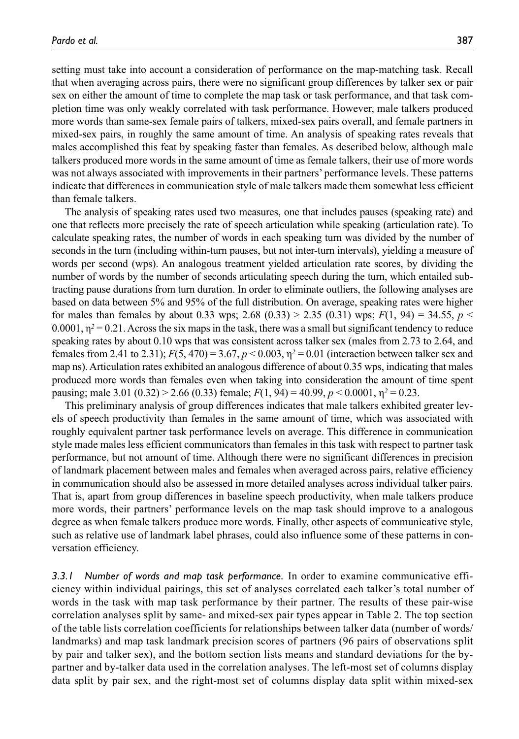setting must take into account a consideration of performance on the map-matching task. Recall that when averaging across pairs, there were no significant group differences by talker sex or pair sex on either the amount of time to complete the map task or task performance, and that task completion time was only weakly correlated with task performance. However, male talkers produced more words than same-sex female pairs of talkers, mixed-sex pairs overall, and female partners in mixed-sex pairs, in roughly the same amount of time. An analysis of speaking rates reveals that males accomplished this feat by speaking faster than females. As described below, although male talkers produced more words in the same amount of time as female talkers, their use of more words was not always associated with improvements in their partners' performance levels. These patterns indicate that differences in communication style of male talkers made them somewhat less efficient than female talkers.

The analysis of speaking rates used two measures, one that includes pauses (speaking rate) and one that reflects more precisely the rate of speech articulation while speaking (articulation rate). To calculate speaking rates, the number of words in each speaking turn was divided by the number of seconds in the turn (including within-turn pauses, but not inter-turn intervals), yielding a measure of words per second (wps). An analogous treatment yielded articulation rate scores, by dividing the number of words by the number of seconds articulating speech during the turn, which entailed subtracting pause durations from turn duration. In order to eliminate outliers, the following analyses are based on data between 5% and 95% of the full distribution. On average, speaking rates were higher for males than females by about 0.33 wps; 2.68 (0.33) > 2.35 (0.31) wps; $F(1, 94) = 34.55$, $p < 0.0001$, $\eta^2 = 0.21$. Across the six maps in the task, there was a small but significant tendency to reduce speaking rates by about 0.10 wps that was consistent across talker sex (males from 2.73 to 2.64, and females from 2.41 to 2.31); $F(5, 470) = 3.67$, $p < 0.003$, $\eta^2 = 0.01$ (interaction between talker sex and map ns). Articulation rates exhibited an analogous difference of about 0.35 wps, indicating that males produced more words than females even when taking into consideration the amount of time spent pausing; male 3.01 (0.32) > 2.66 (0.33) female; $F(1, 94) = 40.99$, $p < 0.0001$, $\eta^2 = 0.23$.

This preliminary analysis of group differences indicates that male talkers exhibited greater levels of speech productivity than females in the same amount of time, which was associated with roughly equivalent partner task performance levels on average. This difference in communication style made males less efficient communicators than females in this task with respect to partner task performance, but not amount of time. Although there were no significant differences in precision of landmark placement between males and females when averaged across pairs, relative efficiency in communication should also be assessed in more detailed analyses across individual talker pairs. That is, apart from group differences in baseline speech productivity, when male talkers produce more words, their partners' performance levels on the map task should improve to a analogous degree as when female talkers produce more words. Finally, other aspects of communicative style, such as relative use of landmark label phrases, could also influence some of these patterns in conversation efficiency.

*3.3.1 Number of words and map task performance.* In order to examine communicative efficiency within individual pairings, this set of analyses correlated each talker's total number of words in the task with map task performance by their partner. The results of these pair-wise correlation analyses split by same- and mixed-sex pair types appear in Table 2. The top section of the table lists correlation coefficients for relationships between talker data (number of words/landmarks) and map task landmark precision scores of partners (96 pairs of observations split by pair and talker sex), and the bottom section lists means and standard deviations for the by-partner and by-talker data used in the correlation analyses. The left-most set of columns display data split by pair sex, and the right-most set of columns display data split within mixed-sex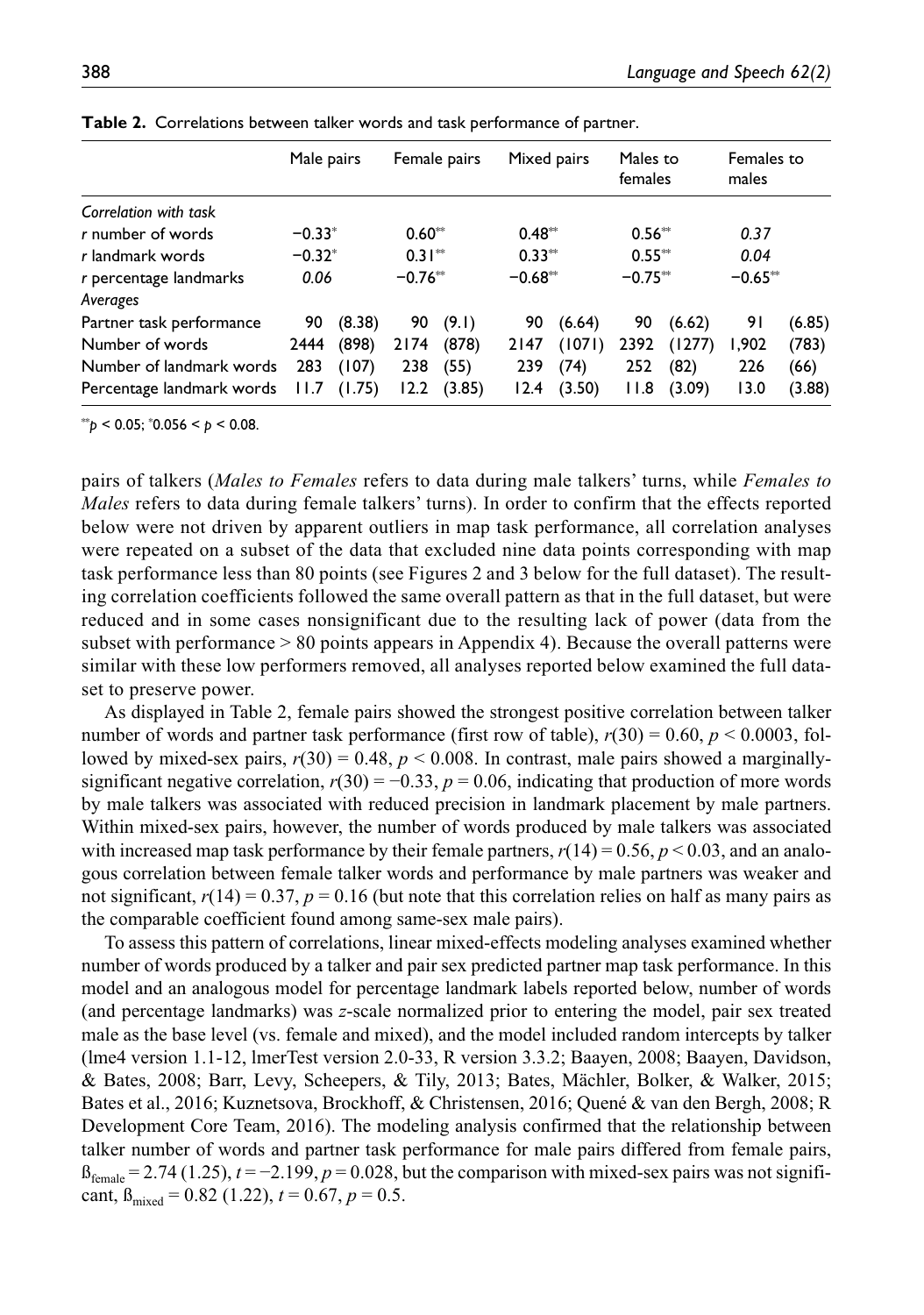**Table 2.** Correlations between talker words and task performance of partner.

| | Male pairs | | Female pairs | | Mixed pairs | | Males to females | | Females to males | |
|---|---|---|---|---|---|---|---|---|---|---|
| *Correlation with task* | | | | | | | | | | |
| *r* number of words | −0.33* | | 0.60** | | 0.48** | | 0.56** | | *0.37* | |
| *r* landmark words | −0.32* | | 0.31** | | 0.33** | | 0.55** | | *0.04* | |
| *r* percentage landmarks | *0.06* | | −0.76** | | −0.68** | | −0.75** | | −0.65** | |
| *Averages* | | | | | | | | | | |
| Partner task performance | 90 | (8.38) | 90 | (9.1) | 90 | (6.64) | 90 | (6.62) | 91 | (6.85) |
| Number of words | 2444 | (898) | 2174 | (878) | 2147 | (1071) | 2392 | (1277) | 1,902 | (783) |
| Number of landmark words | 283 | (107) | 238 | (55) | 239 | (74) | 252 | (82) | 226 | (66) |
| Percentage landmark words | 11.7 | (1.75) | 12.2 | (3.85) | 12.4 | (3.50) | 11.8 | (3.09) | 13.0 | (3.88) |

**$p < 0.05$; *$0.056 < p < 0.08$.

pairs of talkers (*Males to Females* refers to data during male talkers' turns, while *Females to Males* refers to data during female talkers' turns). In order to confirm that the effects reported below were not driven by apparent outliers in map task performance, all correlation analyses were repeated on a subset of the data that excluded nine data points corresponding with map task performance less than 80 points (see Figures 2 and 3 below for the full dataset). The resulting correlation coefficients followed the same overall pattern as that in the full dataset, but were reduced and in some cases nonsignificant due to the resulting lack of power (data from the subset with performance > 80 points appears in Appendix 4). Because the overall patterns were similar with these low performers removed, all analyses reported below examined the full dataset to preserve power.

As displayed in Table 2, female pairs showed the strongest positive correlation between talker number of words and partner task performance (first row of table), $r(30) = 0.60$, $p < 0.0003$, followed by mixed-sex pairs, $r(30) = 0.48$, $p < 0.008$. In contrast, male pairs showed a marginally-significant negative correlation, $r(30) = -0.33$, $p = 0.06$, indicating that production of more words by male talkers was associated with reduced precision in landmark placement by male partners. Within mixed-sex pairs, however, the number of words produced by male talkers was associated with increased map task performance by their female partners, $r(14) = 0.56$, $p < 0.03$, and an analogous correlation between female talker words and performance by male partners was weaker and not significant, $r(14) = 0.37$, $p = 0.16$ (but note that this correlation relies on half as many pairs as the comparable coefficient found among same-sex male pairs).

To assess this pattern of correlations, linear mixed-effects modeling analyses examined whether number of words produced by a talker and pair sex predicted partner map task performance. In this model and an analogous model for percentage landmark labels reported below, number of words (and percentage landmarks) was *z*-scale normalized prior to entering the model, pair sex treated male as the base level (vs. female and mixed), and the model included random intercepts by talker (lme4 version 1.1-12, lmerTest version 2.0-33, R version 3.3.2; Baayen, 2008; Baayen, Davidson, & Bates, 2008; Barr, Levy, Scheepers, & Tily, 2013; Bates, Mächler, Bolker, & Walker, 2015; Bates et al., 2016; Kuznetsova, Brockhoff, & Christensen, 2016; Quené & van den Bergh, 2008; R Development Core Team, 2016). The modeling analysis confirmed that the relationship between talker number of words and partner task performance for male pairs differed from female pairs, $ß_{female} = 2.74$ (1.25), $t = -2.199$, $p = 0.028$, but the comparison with mixed-sex pairs was not significant, $ß_{mixed} = 0.82$ (1.22), $t = 0.67$, $p = 0.5$.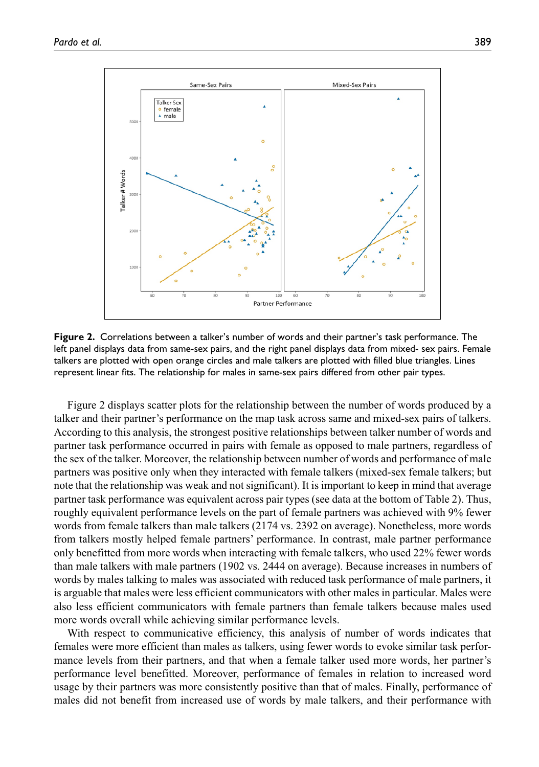**Figure 2.** Correlations between a talker's number of words and their partner's task performance. The left panel displays data from same-sex pairs, and the right panel displays data from mixed- sex pairs. Female talkers are plotted with open orange circles and male talkers are plotted with filled blue triangles. Lines represent linear fits. The relationship for males in same-sex pairs differed from other pair types.

Figure 2 displays scatter plots for the relationship between the number of words produced by a talker and their partner's performance on the map task across same and mixed-sex pairs of talkers. According to this analysis, the strongest positive relationships between talker number of words and partner task performance occurred in pairs with female as opposed to male partners, regardless of the sex of the talker. Moreover, the relationship between number of words and performance of male partners was positive only when they interacted with female talkers (mixed-sex female talkers; but note that the relationship was weak and not significant). It is important to keep in mind that average partner task performance was equivalent across pair types (see data at the bottom of Table 2). Thus, roughly equivalent performance levels on the part of female partners was achieved with 9% fewer words from female talkers than male talkers (2174 vs. 2392 on average). Nonetheless, more words from talkers mostly helped female partners' performance. In contrast, male partner performance only benefitted from more words when interacting with female talkers, who used 22% fewer words than male talkers with male partners (1902 vs. 2444 on average). Because increases in numbers of words by males talking to males was associated with reduced task performance of male partners, it is arguable that males were less efficient communicators with other males in particular. Males were also less efficient communicators with female partners than female talkers because males used more words overall while achieving similar performance levels.

With respect to communicative efficiency, this analysis of number of words indicates that females were more efficient than males as talkers, using fewer words to evoke similar task performance levels from their partners, and that when a female talker used more words, her partner's performance level benefitted. Moreover, performance of females in relation to increased word usage by their partners was more consistently positive than that of males. Finally, performance of males did not benefit from increased use of words by male talkers, and their performance with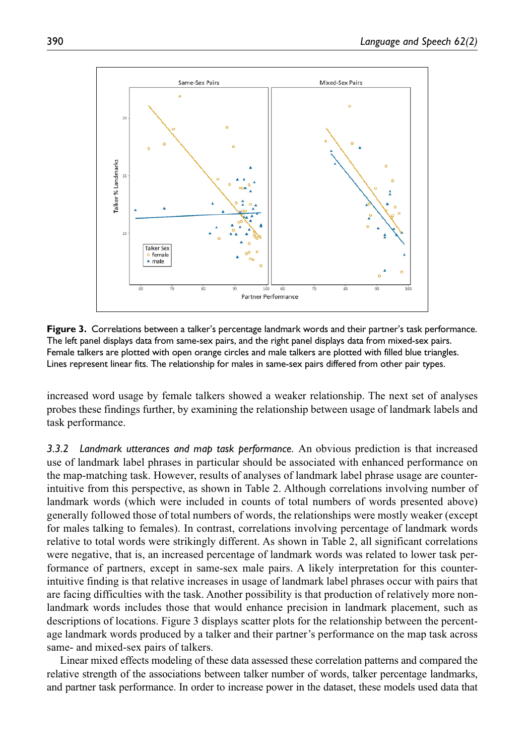**Figure 3.** Correlations between a talker's percentage landmark words and their partner's task performance. The left panel displays data from same-sex pairs, and the right panel displays data from mixed-sex pairs. Female talkers are plotted with open orange circles and male talkers are plotted with filled blue triangles. Lines represent linear fits. The relationship for males in same-sex pairs differed from other pair types.

increased word usage by female talkers showed a weaker relationship. The next set of analyses probes these findings further, by examining the relationship between usage of landmark labels and task performance.

*3.3.2 Landmark utterances and map task performance.* An obvious prediction is that increased use of landmark label phrases in particular should be associated with enhanced performance on the map-matching task. However, results of analyses of landmark label phrase usage are counter-intuitive from this perspective, as shown in Table 2. Although correlations involving number of landmark words (which were included in counts of total numbers of words presented above) generally followed those of total numbers of words, the relationships were mostly weaker (except for males talking to females). In contrast, correlations involving percentage of landmark words relative to total words were strikingly different. As shown in Table 2, all significant correlations were negative, that is, an increased percentage of landmark words was related to lower task performance of partners, except in same-sex male pairs. A likely interpretation for this counter-intuitive finding is that relative increases in usage of landmark label phrases occur with pairs that are facing difficulties with the task. Another possibility is that production of relatively more non-landmark words includes those that would enhance precision in landmark placement, such as descriptions of locations. Figure 3 displays scatter plots for the relationship between the percentage landmark words produced by a talker and their partner's performance on the map task across same- and mixed-sex pairs of talkers.

Linear mixed effects modeling of these data assessed these correlation patterns and compared the relative strength of the associations between talker number of words, talker percentage landmarks, and partner task performance. In order to increase power in the dataset, these models used data that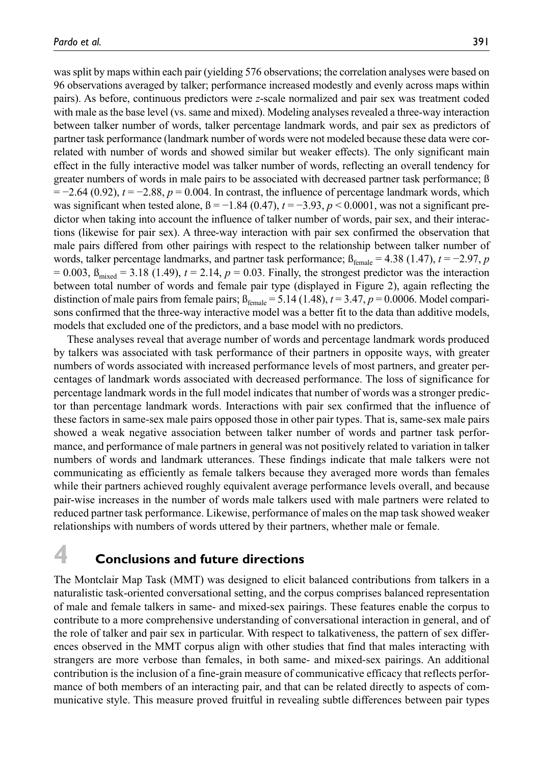was split by maps within each pair (yielding 576 observations; the correlation analyses were based on 96 observations averaged by talker; performance increased modestly and evenly across maps within pairs). As before, continuous predictors were *z*-scale normalized and pair sex was treatment coded with male as the base level (vs. same and mixed). Modeling analyses revealed a three-way interaction between talker number of words, talker percentage landmark words, and pair sex as predictors of partner task performance (landmark number of words were not modeled because these data were correlated with number of words and showed similar but weaker effects). The only significant main effect in the fully interactive model was talker number of words, reflecting an overall tendency for greater numbers of words in male pairs to be associated with decreased partner task performance; $ß = -2.64$ (0.92), $t = -2.88$, $p = 0.004$. In contrast, the influence of percentage landmark words, which was significant when tested alone, $ß = -1.84$ (0.47), $t = -3.93$, $p < 0.0001$, was not a significant predictor when taking into account the influence of talker number of words, pair sex, and their interactions (likewise for pair sex). A three-way interaction with pair sex confirmed the observation that male pairs differed from other pairings with respect to the relationship between talker number of words, talker percentage landmarks, and partner task performance; $ß_{female} = 4.38$ (1.47), $t = -2.97$, $p = 0.003$, $ß_{mixed} = 3.18$ (1.49), $t = 2.14$, $p = 0.03$. Finally, the strongest predictor was the interaction between total number of words and female pair type (displayed in Figure 2), again reflecting the distinction of male pairs from female pairs; $ß_{female} = 5.14$ (1.48), $t = 3.47$, $p = 0.0006$. Model comparisons confirmed that the three-way interactive model was a better fit to the data than additive models, models that excluded one of the predictors, and a base model with no predictors.

These analyses reveal that average number of words and percentage landmark words produced by talkers was associated with task performance of their partners in opposite ways, with greater numbers of words associated with increased performance levels of most partners, and greater percentages of landmark words associated with decreased performance. The loss of significance for percentage landmark words in the full model indicates that number of words was a stronger predictor than percentage landmark words. Interactions with pair sex confirmed that the influence of these factors in same-sex male pairs opposed those in other pair types. That is, same-sex male pairs showed a weak negative association between talker number of words and partner task performance, and performance of male partners in general was not positively related to variation in talker numbers of words and landmark utterances. These findings indicate that male talkers were not communicating as efficiently as female talkers because they averaged more words than females while their partners achieved roughly equivalent average performance levels overall, and because pair-wise increases in the number of words male talkers used with male partners were related to reduced partner task performance. Likewise, performance of males on the map task showed weaker relationships with numbers of words uttered by their partners, whether male or female.

## 4 Conclusions and future directions

The Montclair Map Task (MMT) was designed to elicit balanced contributions from talkers in a naturalistic task-oriented conversational setting, and the corpus comprises balanced representation of male and female talkers in same- and mixed-sex pairings. These features enable the corpus to contribute to a more comprehensive understanding of conversational interaction in general, and of the role of talker and pair sex in particular. With respect to talkativeness, the pattern of sex differences observed in the MMT corpus align with other studies that find that males interacting with strangers are more verbose than females, in both same- and mixed-sex pairings. An additional contribution is the inclusion of a fine-grain measure of communicative efficacy that reflects performance of both members of an interacting pair, and that can be related directly to aspects of communicative style. This measure proved fruitful in revealing subtle differences between pair types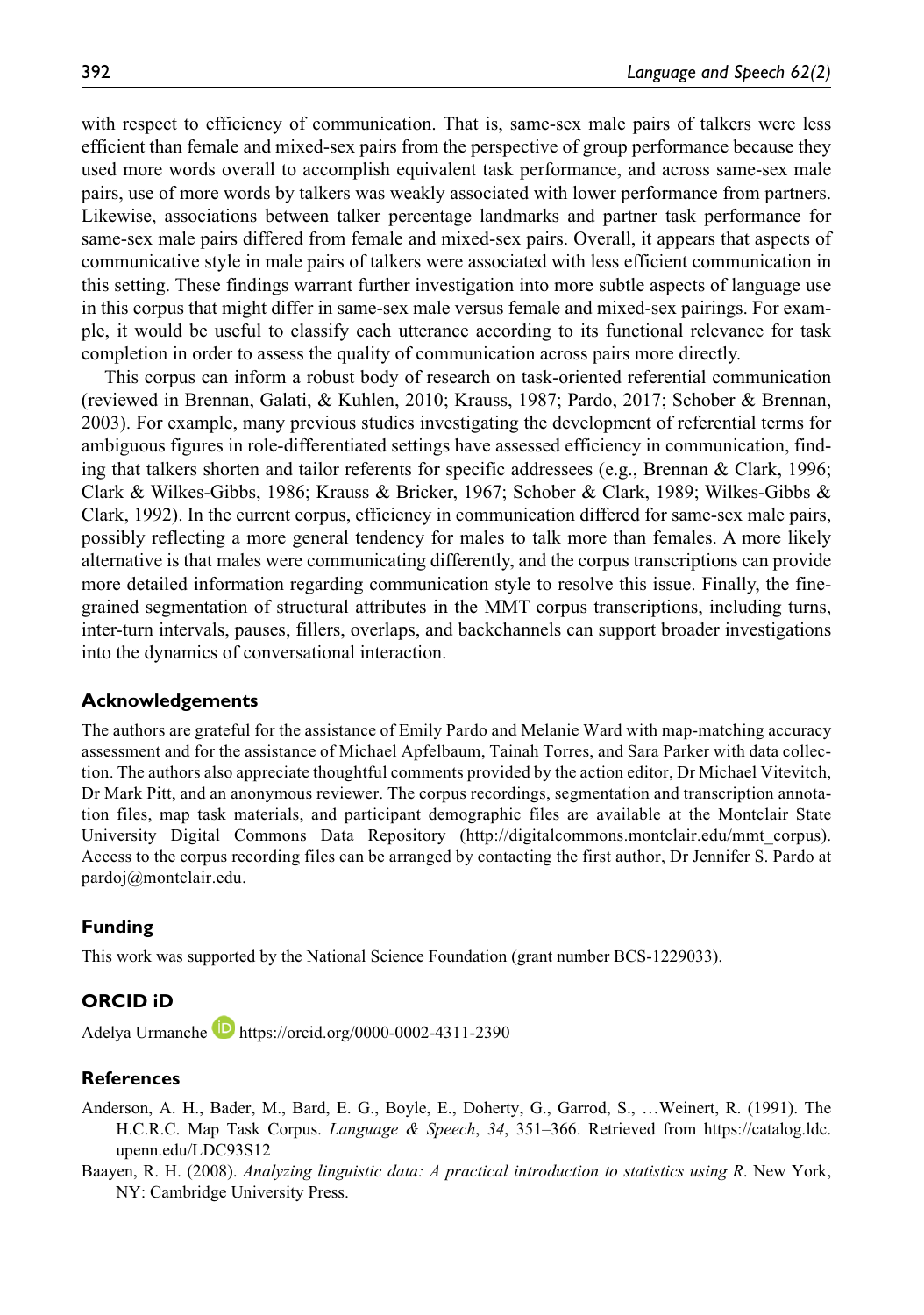with respect to efficiency of communication. That is, same-sex male pairs of talkers were less efficient than female and mixed-sex pairs from the perspective of group performance because they used more words overall to accomplish equivalent task performance, and across same-sex male pairs, use of more words by talkers was weakly associated with lower performance from partners. Likewise, associations between talker percentage landmarks and partner task performance for same-sex male pairs differed from female and mixed-sex pairs. Overall, it appears that aspects of communicative style in male pairs of talkers were associated with less efficient communication in this setting. These findings warrant further investigation into more subtle aspects of language use in this corpus that might differ in same-sex male versus female and mixed-sex pairings. For example, it would be useful to classify each utterance according to its functional relevance for task completion in order to assess the quality of communication across pairs more directly.

This corpus can inform a robust body of research on task-oriented referential communication (reviewed in Brennan, Galati, & Kuhlen, 2010; Krauss, 1987; Pardo, 2017; Schober & Brennan, 2003). For example, many previous studies investigating the development of referential terms for ambiguous figures in role-differentiated settings have assessed efficiency in communication, finding that talkers shorten and tailor referents for specific addressees (e.g., Brennan & Clark, 1996; Clark & Wilkes-Gibbs, 1986; Krauss & Bricker, 1967; Schober & Clark, 1989; Wilkes-Gibbs & Clark, 1992). In the current corpus, efficiency in communication differed for same-sex male pairs, possibly reflecting a more general tendency for males to talk more than females. A more likely alternative is that males were communicating differently, and the corpus transcriptions can provide more detailed information regarding communication style to resolve this issue. Finally, the fine-grained segmentation of structural attributes in the MMT corpus transcriptions, including turns, inter-turn intervals, pauses, fillers, overlaps, and backchannels can support broader investigations into the dynamics of conversational interaction.

## Acknowledgements

The authors are grateful for the assistance of Emily Pardo and Melanie Ward with map-matching accuracy assessment and for the assistance of Michael Apfelbaum, Tainah Torres, and Sara Parker with data collection. The authors also appreciate thoughtful comments provided by the action editor, Dr Michael Vitevitch, Dr Mark Pitt, and an anonymous reviewer. The corpus recordings, segmentation and transcription annotation files, map task materials, and participant demographic files are available at the Montclair State University Digital Commons Data Repository (http://digitalcommons.montclair.edu/mmt_corpus). Access to the corpus recording files can be arranged by contacting the first author, Dr Jennifer S. Pardo at pardoj@montclair.edu.

## Funding

This work was supported by the National Science Foundation (grant number BCS-1229033).

## ORCID iD

Adelya Urmanche https://orcid.org/0000-0002-4311-2390

## References

Anderson, A. H., Bader, M., Bard, E. G., Boyle, E., Doherty, G., Garrod, S., …Weinert, R. (1991). The H.C.R.C. Map Task Corpus. *Language & Speech*, *34*, 351–366. Retrieved from https://catalog.ldc.upenn.edu/LDC93S12

Baayen, R. H. (2008). *Analyzing linguistic data: A practical introduction to statistics using R*. New York, NY: Cambridge University Press.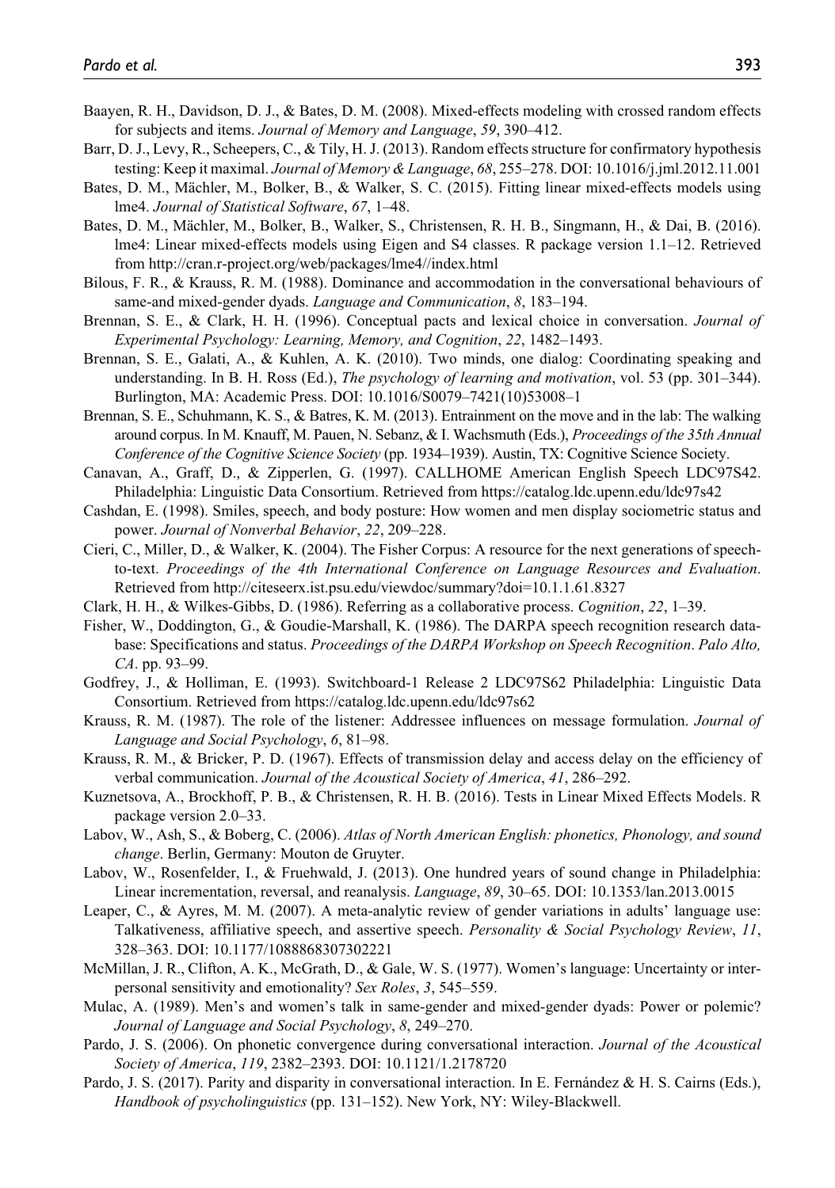Baayen, R. H., Davidson, D. J., & Bates, D. M. (2008). Mixed-effects modeling with crossed random effects for subjects and items. *Journal of Memory and Language*, *59*, 390–412.

Barr, D. J., Levy, R., Scheepers, C., & Tily, H. J. (2013). Random effects structure for confirmatory hypothesis testing: Keep it maximal. *Journal of Memory & Language*, *68*, 255–278. DOI: 10.1016/j.jml.2012.11.001

Bates, D. M., Mächler, M., Bolker, B., & Walker, S. C. (2015). Fitting linear mixed-effects models using lme4. *Journal of Statistical Software*, *67*, 1–48.

Bates, D. M., Mächler, M., Bolker, B., Walker, S., Christensen, R. H. B., Singmann, H., & Dai, B. (2016). lme4: Linear mixed-effects models using Eigen and S4 classes. R package version 1.1–12. Retrieved from http://cran.r-project.org/web/packages/lme4//index.html

Bilous, F. R., & Krauss, R. M. (1988). Dominance and accommodation in the conversational behaviours of same-and mixed-gender dyads. *Language and Communication*, *8*, 183–194.

Brennan, S. E., & Clark, H. H. (1996). Conceptual pacts and lexical choice in conversation. *Journal of Experimental Psychology: Learning, Memory, and Cognition*, *22*, 1482–1493.

Brennan, S. E., Galati, A., & Kuhlen, A. K. (2010). Two minds, one dialog: Coordinating speaking and understanding. In B. H. Ross (Ed.), *The psychology of learning and motivation*, vol. 53 (pp. 301–344). Burlington, MA: Academic Press. DOI: 10.1016/S0079–7421(10)53008–1

Brennan, S. E., Schuhmann, K. S., & Batres, K. M. (2013). Entrainment on the move and in the lab: The walking around corpus. In M. Knauff, M. Pauen, N. Sebanz, & I. Wachsmuth (Eds.), *Proceedings of the 35th Annual Conference of the Cognitive Science Society* (pp. 1934–1939). Austin, TX: Cognitive Science Society.

Canavan, A., Graff, D., & Zipperlen, G. (1997). CALLHOME American English Speech LDC97S42. Philadelphia: Linguistic Data Consortium. Retrieved from https://catalog.ldc.upenn.edu/ldc97s42

Cashdan, E. (1998). Smiles, speech, and body posture: How women and men display sociometric status and power. *Journal of Nonverbal Behavior*, *22*, 209–228.

Cieri, C., Miller, D., & Walker, K. (2004). The Fisher Corpus: A resource for the next generations of speech-to-text. *Proceedings of the 4th International Conference on Language Resources and Evaluation*. Retrieved from http://citeseerx.ist.psu.edu/viewdoc/summary?doi=10.1.1.61.8327

Clark, H. H., & Wilkes-Gibbs, D. (1986). Referring as a collaborative process. *Cognition*, *22*, 1–39.

Fisher, W., Doddington, G., & Goudie-Marshall, K. (1986). The DARPA speech recognition research database: Specifications and status. *Proceedings of the DARPA Workshop on Speech Recognition*. *Palo Alto, CA*. pp. 93–99.

Godfrey, J., & Holliman, E. (1993). Switchboard-1 Release 2 LDC97S62 Philadelphia: Linguistic Data Consortium. Retrieved from https://catalog.ldc.upenn.edu/ldc97s62

Krauss, R. M. (1987). The role of the listener: Addressee influences on message formulation. *Journal of Language and Social Psychology*, *6*, 81–98.

Krauss, R. M., & Bricker, P. D. (1967). Effects of transmission delay and access delay on the efficiency of verbal communication. *Journal of the Acoustical Society of America*, *41*, 286–292.

Kuznetsova, A., Brockhoff, P. B., & Christensen, R. H. B. (2016). Tests in Linear Mixed Effects Models. R package version 2.0–33.

Labov, W., Ash, S., & Boberg, C. (2006). *Atlas of North American English: phonetics, Phonology, and sound change*. Berlin, Germany: Mouton de Gruyter.

Labov, W., Rosenfelder, I., & Fruehwald, J. (2013). One hundred years of sound change in Philadelphia: Linear incrementation, reversal, and reanalysis. *Language*, *89*, 30–65. DOI: 10.1353/lan.2013.0015

Leaper, C., & Ayres, M. M. (2007). A meta-analytic review of gender variations in adults' language use: Talkativeness, affiliative speech, and assertive speech. *Personality & Social Psychology Review*, *11*, 328–363. DOI: 10.1177/1088868307302221

McMillan, J. R., Clifton, A. K., McGrath, D., & Gale, W. S. (1977). Women's language: Uncertainty or interpersonal sensitivity and emotionality? *Sex Roles*, *3*, 545–559.

Mulac, A. (1989). Men's and women's talk in same-gender and mixed-gender dyads: Power or polemic? *Journal of Language and Social Psychology*, *8*, 249–270.

Pardo, J. S. (2006). On phonetic convergence during conversational interaction. *Journal of the Acoustical Society of America*, *119*, 2382–2393. DOI: 10.1121/1.2178720

Pardo, J. S. (2017). Parity and disparity in conversational interaction. In E. Fernández & H. S. Cairns (Eds.), *Handbook of psycholinguistics* (pp. 131–152). New York, NY: Wiley-Blackwell.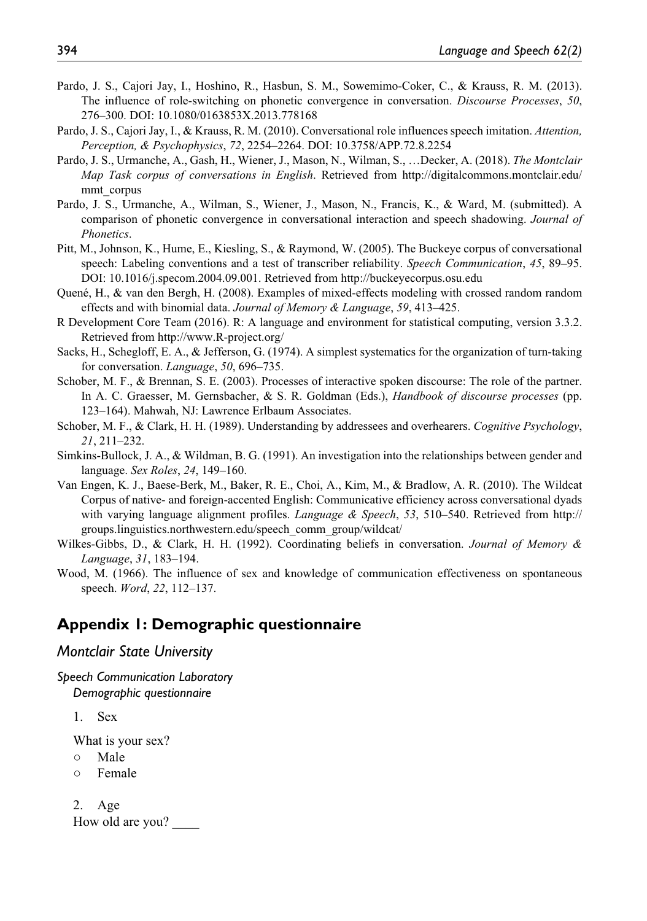Pardo, J. S., Cajori Jay, I., Hoshino, R., Hasbun, S. M., Sowemimo-Coker, C., & Krauss, R. M. (2013). The influence of role-switching on phonetic convergence in conversation. *Discourse Processes*, *50*, 276–300. DOI: 10.1080/0163853X.2013.778168

Pardo, J. S., Cajori Jay, I., & Krauss, R. M. (2010). Conversational role influences speech imitation. *Attention, Perception, & Psychophysics*, *72*, 2254–2264. DOI: 10.3758/APP.72.8.2254

Pardo, J. S., Urmanche, A., Gash, H., Wiener, J., Mason, N., Wilman, S., …Decker, A. (2018). *The Montclair Map Task corpus of conversations in English*. Retrieved from http://digitalcommons.montclair.edu/mmt_corpus

Pardo, J. S., Urmanche, A., Wilman, S., Wiener, J., Mason, N., Francis, K., & Ward, M. (submitted). A comparison of phonetic convergence in conversational interaction and speech shadowing. *Journal of Phonetics*.

Pitt, M., Johnson, K., Hume, E., Kiesling, S., & Raymond, W. (2005). The Buckeye corpus of conversational speech: Labeling conventions and a test of transcriber reliability. *Speech Communication*, *45*, 89–95. DOI: 10.1016/j.specom.2004.09.001. Retrieved from http://buckeyecorpus.osu.edu

Quené, H., & van den Bergh, H. (2008). Examples of mixed-effects modeling with crossed random random effects and with binomial data. *Journal of Memory & Language*, *59*, 413–425.

R Development Core Team (2016). R: A language and environment for statistical computing, version 3.3.2. Retrieved from http://www.R-project.org/

Sacks, H., Schegloff, E. A., & Jefferson, G. (1974). A simplest systematics for the organization of turn-taking for conversation. *Language*, *50*, 696–735.

Schober, M. F., & Brennan, S. E. (2003). Processes of interactive spoken discourse: The role of the partner. In A. C. Graesser, M. Gernsbacher, & S. R. Goldman (Eds.), *Handbook of discourse processes* (pp. 123–164). Mahwah, NJ: Lawrence Erlbaum Associates.

Schober, M. F., & Clark, H. H. (1989). Understanding by addressees and overhearers. *Cognitive Psychology*, *21*, 211–232.

Simkins-Bullock, J. A., & Wildman, B. G. (1991). An investigation into the relationships between gender and language. *Sex Roles*, *24*, 149–160.

Van Engen, K. J., Baese-Berk, M., Baker, R. E., Choi, A., Kim, M., & Bradlow, A. R. (2010). The Wildcat Corpus of native- and foreign-accented English: Communicative efficiency across conversational dyads with varying language alignment profiles. *Language & Speech*, *53*, 510–540. Retrieved from http://groups.linguistics.northwestern.edu/speech_comm_group/wildcat/

Wilkes-Gibbs, D., & Clark, H. H. (1992). Coordinating beliefs in conversation. *Journal of Memory & Language*, *31*, 183–194.

Wood, M. (1966). The influence of sex and knowledge of communication effectiveness on spontaneous speech. *Word*, *22*, 112–137.

## Appendix 1: Demographic questionnaire

### *Montclair State University*

#### *Speech Communication Laboratory*

*Demographic questionnaire*

1. Sex

What is your sex?

- ○ Male
- ○ Female

2. Age

How old are you? ____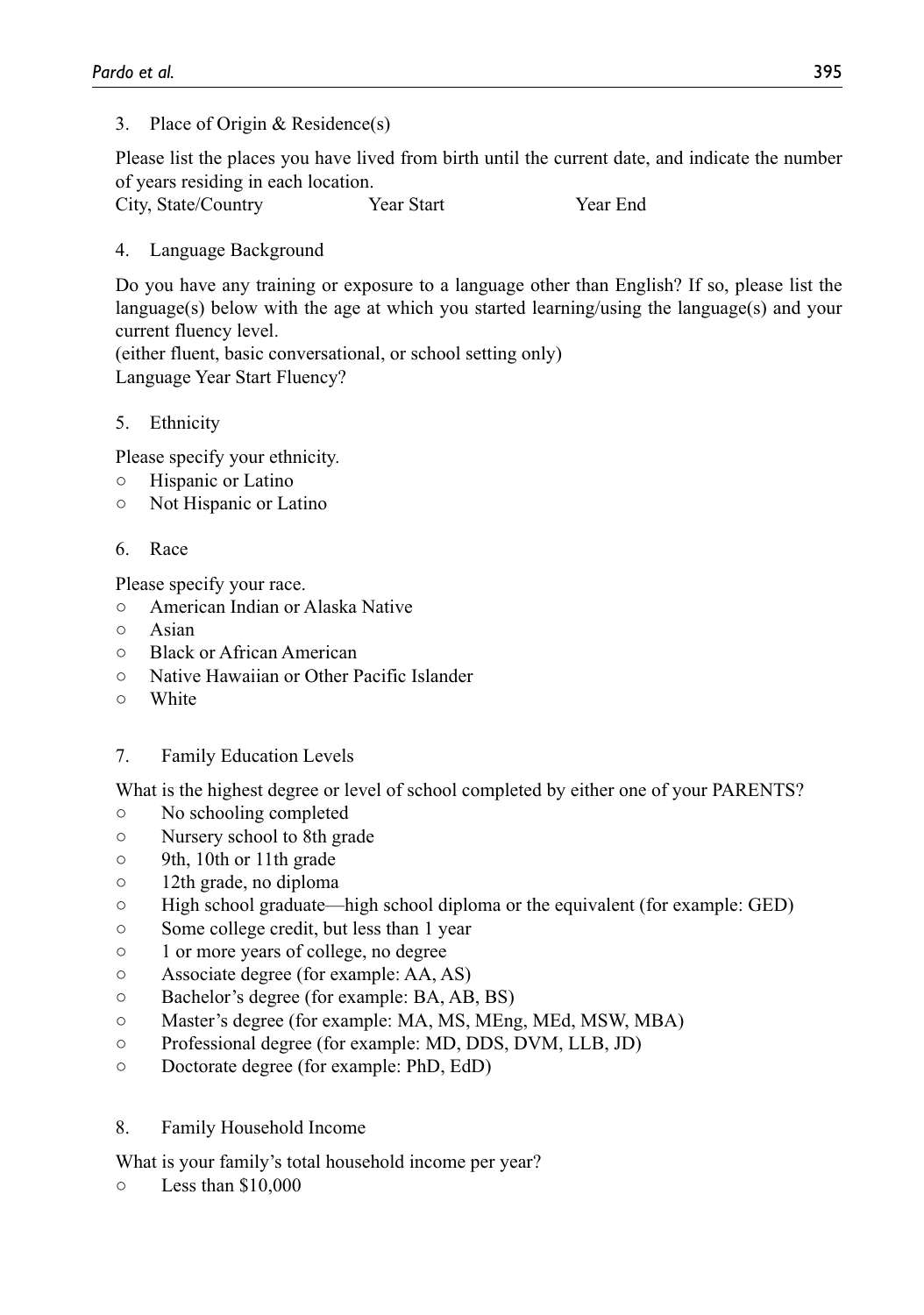3. Place of Origin & Residence(s)

Please list the places you have lived from birth until the current date, and indicate the number of years residing in each location.

City, State/Country Year Start Year End

4. Language Background

Do you have any training or exposure to a language other than English? If so, please list the language(s) below with the age at which you started learning/using the language(s) and your current fluency level.

(either fluent, basic conversational, or school setting only)

Language Year Start Fluency?

5. Ethnicity

Please specify your ethnicity.

- ○ Hispanic or Latino
- ○ Not Hispanic or Latino

6. Race

Please specify your race.

- ○ American Indian or Alaska Native
- ○ Asian
- ○ Black or African American
- ○ Native Hawaiian or Other Pacific Islander
- ○ White

7. Family Education Levels

What is the highest degree or level of school completed by either one of your PARENTS?

- ○ No schooling completed
- ○ Nursery school to 8th grade
- ○ 9th, 10th or 11th grade
- ○ 12th grade, no diploma
- ○ High school graduate—high school diploma or the equivalent (for example: GED)
- ○ Some college credit, but less than 1 year
- ○ 1 or more years of college, no degree
- ○ Associate degree (for example: AA, AS)
- ○ Bachelor's degree (for example: BA, AB, BS)
- ○ Master's degree (for example: MA, MS, MEng, MEd, MSW, MBA)
- ○ Professional degree (for example: MD, DDS, DVM, LLB, JD)
- ○ Doctorate degree (for example: PhD, EdD)

8. Family Household Income

What is your family's total household income per year?

- ○ Less than $10,000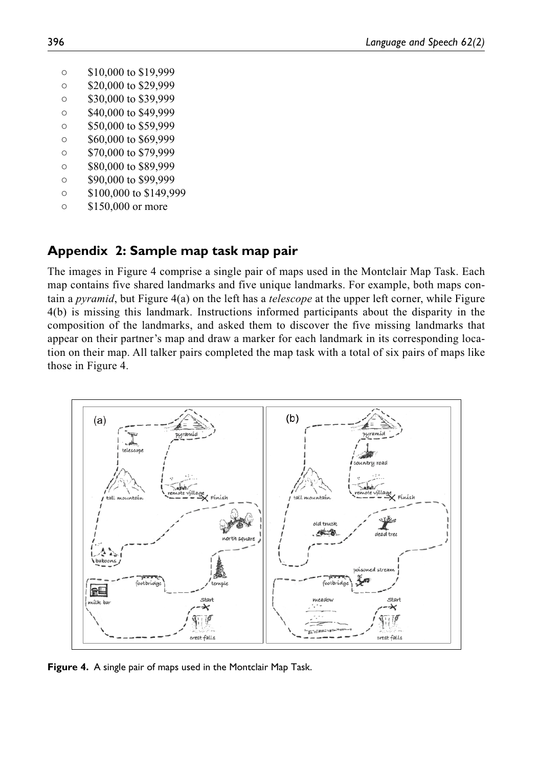- $10,000 to $19,999
- $20,000 to $29,999
- $30,000 to $39,999
- $40,000 to $49,999
- $50,000 to $59,999
- $60,000 to $69,999
- $70,000 to $79,999
- $80,000 to $89,999
- $90,000 to $99,999
- $100,000 to $149,999
- $150,000 or more

## Appendix 2: Sample map task map pair

The images in Figure 4 comprise a single pair of maps used in the Montclair Map Task. Each map contains five shared landmarks and five unique landmarks. For example, both maps contain a *pyramid*, but Figure 4(a) on the left has a *telescope* at the upper left corner, while Figure 4(b) is missing this landmark. Instructions informed participants about the disparity in the composition of the landmarks, and asked them to discover the five missing landmarks that appear on their partner's map and draw a marker for each landmark in its corresponding location on their map. All talker pairs completed the map task with a total of six pairs of maps like those in Figure 4.

**Figure 4.** A single pair of maps used in the Montclair Map Task.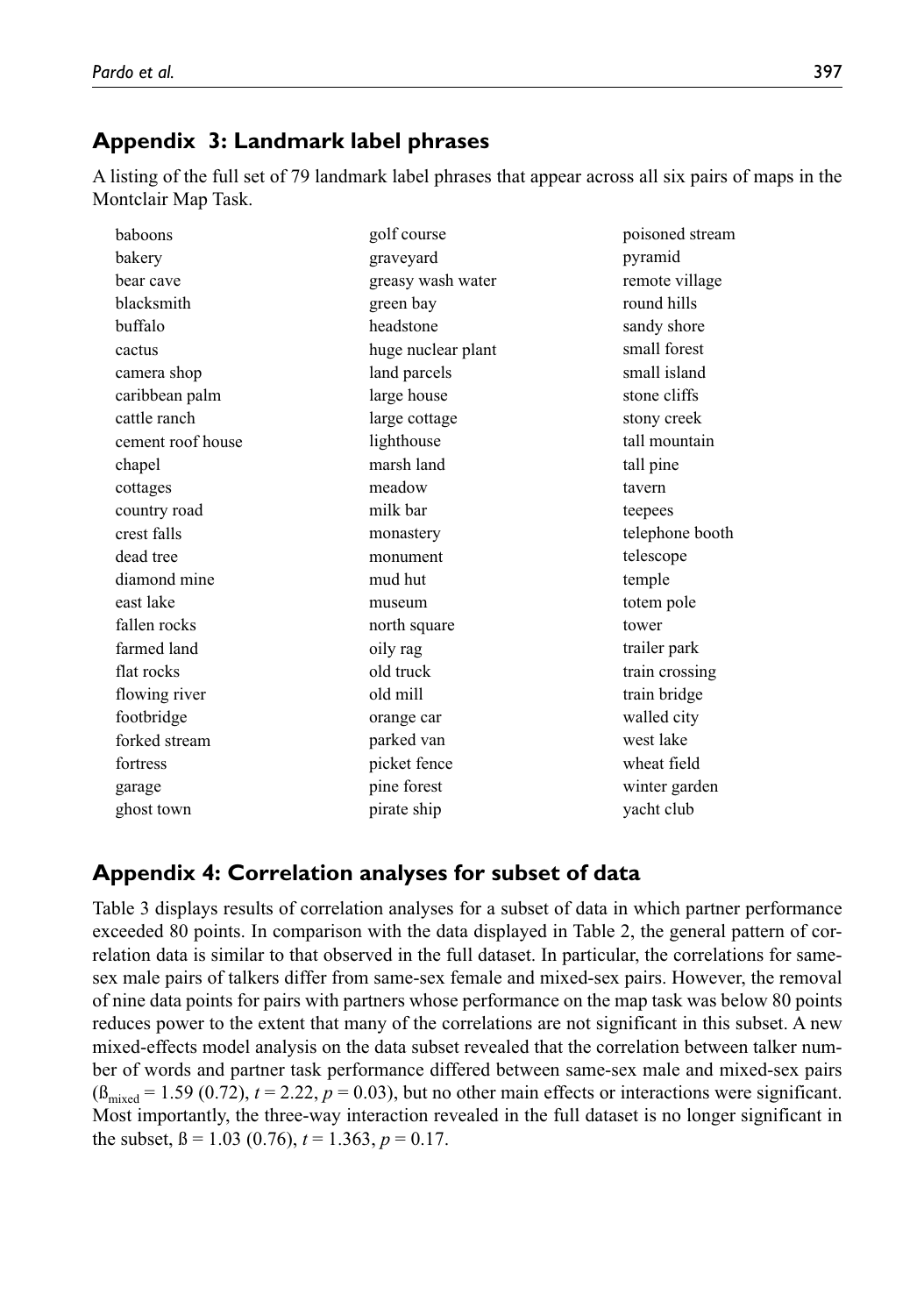## Appendix 3: Landmark label phrases

A listing of the full set of 79 landmark label phrases that appear across all six pairs of maps in the Montclair Map Task.

baboons
bakery
bear cave
blacksmith
buffalo
cactus
camera shop
caribbean palm
cattle ranch
cement roof house
chapel
cottages
country road
crest falls
dead tree
diamond mine
east lake
fallen rocks
farmed land
flat rocks
flowing river
footbridge
forked stream
fortress
garage
ghost town
golf course
graveyard
greasy wash water
green bay
headstone
huge nuclear plant
land parcels
large house
large cottage
lighthouse
marsh land
meadow
milk bar
monastery
monument
mud hut
museum
north square
oily rag
old truck
old mill
orange car
parked van
picket fence
pine forest
pirate ship
poisoned stream
pyramid
remote village
round hills
sandy shore
small forest
small island
stone cliffs
stony creek
tall mountain
tall pine
tavern
teepees
telephone booth
telescope
temple
totem pole
tower
trailer park
train crossing
train bridge
walled city
west lake
wheat field
winter garden
yacht club

## Appendix 4: Correlation analyses for subset of data

Table 3 displays results of correlation analyses for a subset of data in which partner performance exceeded 80 points. In comparison with the data displayed in Table 2, the general pattern of correlation data is similar to that observed in the full dataset. In particular, the correlations for same-sex male pairs of talkers differ from same-sex female and mixed-sex pairs. However, the removal of nine data points for pairs with partners whose performance on the map task was below 80 points reduces power to the extent that many of the correlations are not significant in this subset. A new mixed-effects model analysis on the data subset revealed that the correlation between talker number of words and partner task performance differed between same-sex male and mixed-sex pairs ($ß_{mixed}$ = 1.59 (0.72), $t$ = 2.22, $p$ = 0.03), but no other main effects or interactions were significant. Most importantly, the three-way interaction revealed in the full dataset is no longer significant in the subset, ß = 1.03 (0.76), $t$ = 1.363, $p$ = 0.17.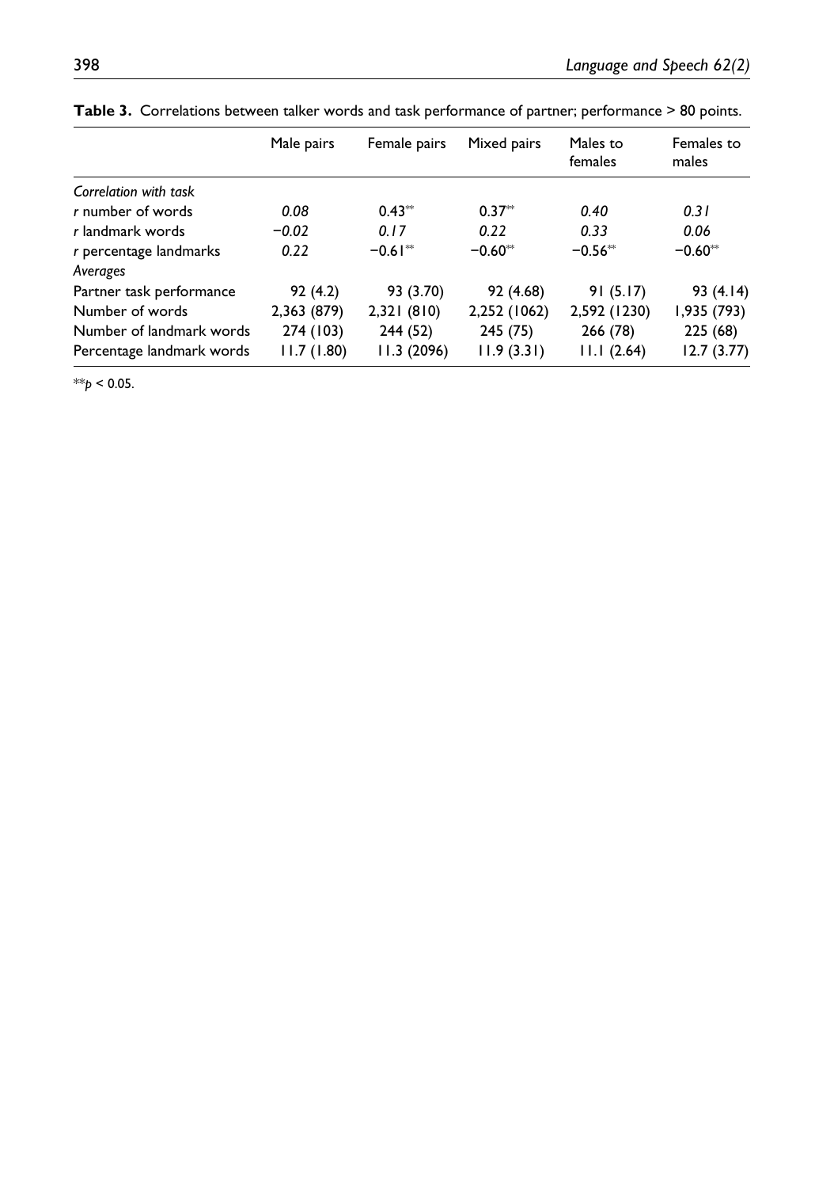**Table 3.** Correlations between talker words and task performance of partner; performance > 80 points.

| | Male pairs | Female pairs | Mixed pairs | Males to females | Females to males |
|---|---|---|---|---|---|
| *Correlation with task* | | | | | |
| *r* number of words | *0.08* | 0.43** | 0.37** | *0.40* | *0.31* |
| *r* landmark words | *−0.02* | *0.17* | *0.22* | *0.33* | *0.06* |
| *r* percentage landmarks | *0.22* | −0.61** | −0.60** | −0.56** | −0.60** |
| *Averages* | | | | | |
| Partner task performance | 92 (4.2) | 93 (3.70) | 92 (4.68) | 91 (5.17) | 93 (4.14) |
| Number of words | 2,363 (879) | 2,321 (810) | 2,252 (1062) | 2,592 (1230) | 1,935 (793) |
| Number of landmark words | 274 (103) | 244 (52) | 245 (75) | 266 (78) | 225 (68) |
| Percentage landmark words | 11.7 (1.80) | 11.3 (2096) | 11.9 (3.31) | 11.1 (2.64) | 12.7 (3.77) |

**$p < 0.05$.